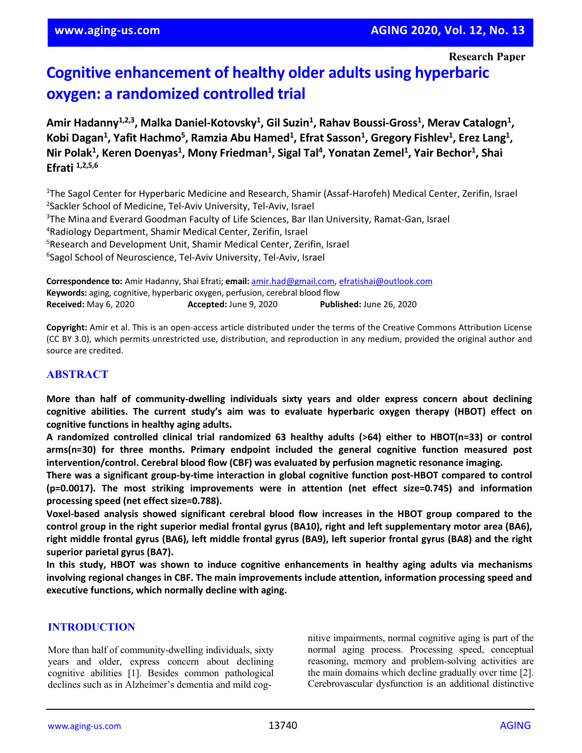Research Paper

# Cognitive enhancement of healthy older adults using hyperbaric oxygen: a randomized controlled trial

**Amir Hadanny[1,2,3], Malka Daniel-Kotovsky[1], Gil Suzin[1], Rahav Boussi-Gross[1], Merav Catalogn[1], Kobi Dagan[1], Yafit Hachmo[5], Ramzia Abu Hamed[1], Efrat Sasson[1], Gregory Fishlev[1], Erez Lang[1], Nir Polak[1], Keren Doenyas[1], Mony Friedman[1], Sigal Tal[4], Yonatan Zemel[1], Yair Bechor[1], Shai Efrati [1,2,5,6]**

[1]The Sagol Center for Hyperbaric Medicine and Research, Shamir (Assaf-Harofeh) Medical Center, Zerifin, Israel
[2]Sackler School of Medicine, Tel-Aviv University, Tel-Aviv, Israel
[3]The Mina and Everard Goodman Faculty of Life Sciences, Bar Ilan University, Ramat-Gan, Israel
[4]Radiology Department, Shamir Medical Center, Zerifin, Israel
[5]Research and Development Unit, Shamir Medical Center, Zerifin, Israel
[6]Sagol School of Neuroscience, Tel-Aviv University, Tel-Aviv, Israel

**Correspondence to:** Amir Hadanny, Shai Efrati; **email:** amir.had@gmail.com, efratishai@outlook.com
**Keywords:** aging, cognitive, hyperbaric oxygen, perfusion, cerebral blood flow
**Received:** May 6, 2020 **Accepted:** June 9, 2020 **Published:** June 26, 2020

**Copyright:** Amir et al. This is an open-access article distributed under the terms of the Creative Commons Attribution License (CC BY 3.0), which permits unrestricted use, distribution, and reproduction in any medium, provided the original author and source are credited.

## ABSTRACT

**More than half of community-dwelling individuals sixty years and older express concern about declining cognitive abilities. The current study's aim was to evaluate hyperbaric oxygen therapy (HBOT) effect on cognitive functions in healthy aging adults.**

**A randomized controlled clinical trial randomized 63 healthy adults (>64) either to HBOT(n=33) or control arms(n=30) for three months. Primary endpoint included the general cognitive function measured post intervention/control. Cerebral blood flow (CBF) was evaluated by perfusion magnetic resonance imaging.**

**There was a significant group-by-time interaction in global cognitive function post-HBOT compared to control (p=0.0017). The most striking improvements were in attention (net effect size=0.745) and information processing speed (net effect size=0.788).**

**Voxel-based analysis showed significant cerebral blood flow increases in the HBOT group compared to the control group in the right superior medial frontal gyrus (BA10), right and left supplementary motor area (BA6), right middle frontal gyrus (BA6), left middle frontal gyrus (BA9), left superior frontal gyrus (BA8) and the right superior parietal gyrus (BA7).**

**In this study, HBOT was shown to induce cognitive enhancements in healthy aging adults via mechanisms involving regional changes in CBF. The main improvements include attention, information processing speed and executive functions, which normally decline with aging.**

## INTRODUCTION

More than half of community-dwelling individuals, sixty years and older, express concern about declining cognitive abilities [1]. Besides common pathological declines such as in Alzheimer's dementia and mild cognitive impairments, normal cognitive aging is part of the normal aging process. Processing speed, conceptual reasoning, memory and problem-solving activities are the main domains which decline gradually over time [2]. Cerebrovascular dysfunction is an additional distinctive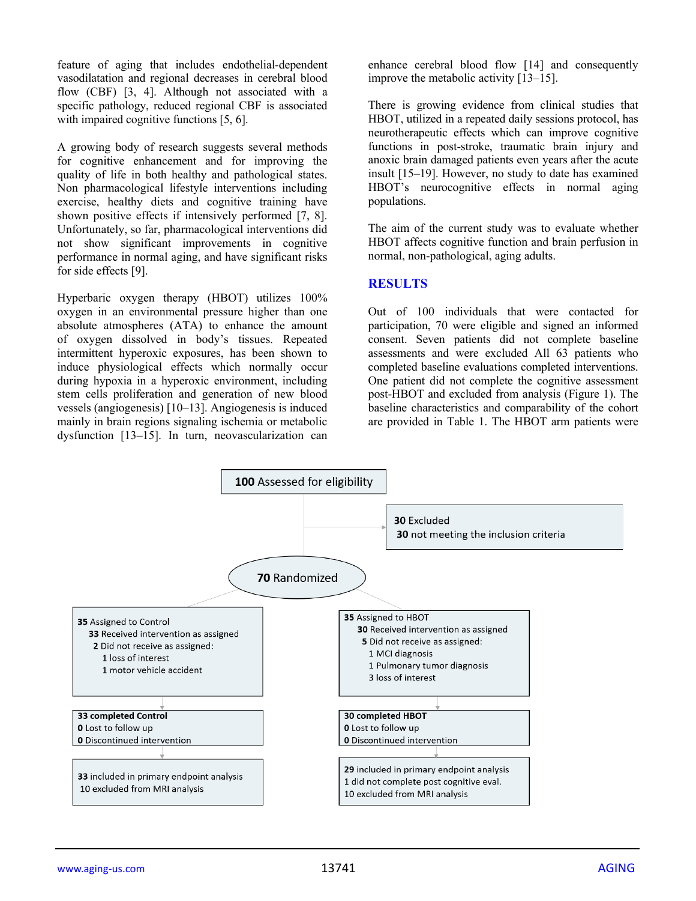feature of aging that includes endothelial-dependent vasodilatation and regional decreases in cerebral blood flow (CBF) [3, 4]. Although not associated with a specific pathology, reduced regional CBF is associated with impaired cognitive functions [5, 6].

A growing body of research suggests several methods for cognitive enhancement and for improving the quality of life in both healthy and pathological states. Non pharmacological lifestyle interventions including exercise, healthy diets and cognitive training have shown positive effects if intensively performed [7, 8]. Unfortunately, so far, pharmacological interventions did not show significant improvements in cognitive performance in normal aging, and have significant risks for side effects [9].

Hyperbaric oxygen therapy (HBOT) utilizes 100% oxygen in an environmental pressure higher than one absolute atmospheres (ATA) to enhance the amount of oxygen dissolved in body's tissues. Repeated intermittent hyperoxic exposures, has been shown to induce physiological effects which normally occur during hypoxia in a hyperoxic environment, including stem cells proliferation and generation of new blood vessels (angiogenesis) [10–13]. Angiogenesis is induced mainly in brain regions signaling ischemia or metabolic dysfunction [13–15]. In turn, neovascularization can enhance cerebral blood flow [14] and consequently improve the metabolic activity [13–15].

There is growing evidence from clinical studies that HBOT, utilized in a repeated daily sessions protocol, has neurotherapeutic effects which can improve cognitive functions in post-stroke, traumatic brain injury and anoxic brain damaged patients even years after the acute insult [15–19]. However, no study to date has examined HBOT's neurocognitive effects in normal aging populations.

The aim of the current study was to evaluate whether HBOT affects cognitive function and brain perfusion in normal, non-pathological, aging adults.

## RESULTS

Out of 100 individuals that were contacted for participation, 70 were eligible and signed an informed consent. Seven patients did not complete baseline assessments and were excluded All 63 patients who completed baseline evaluations completed interventions. One patient did not complete the cognitive assessment post-HBOT and excluded from analysis (Figure 1). The baseline characteristics and comparability of the cohort are provided in Table 1. The HBOT arm patients were

**100** Assessed for eligibility

**30** Excluded
**30** not meeting the inclusion criteria

**70** Randomized

| Control | HBOT |
|---|---|
| **35** Assigned to Control<br>**33** Received intervention as assigned<br>**2** Did not receive as assigned:<br>1 loss of interest<br>1 motor vehicle accident | **35** Assigned to HBOT<br>**30** Received intervention as assigned<br>**5** Did not receive as assigned:<br>1 MCI diagnosis<br>1 Pulmonary tumor diagnosis<br>3 loss of interest |
| **33 completed Control**<br>**0** Lost to follow up<br>**0** Discontinued intervention | **30 completed HBOT**<br>**0** Lost to follow up<br>**0** Discontinued intervention |
| **33** included in primary endpoint analysis<br>10 excluded from MRI analysis | **29** included in primary endpoint analysis<br>1 did not complete post cognitive eval.<br>10 excluded from MRI analysis |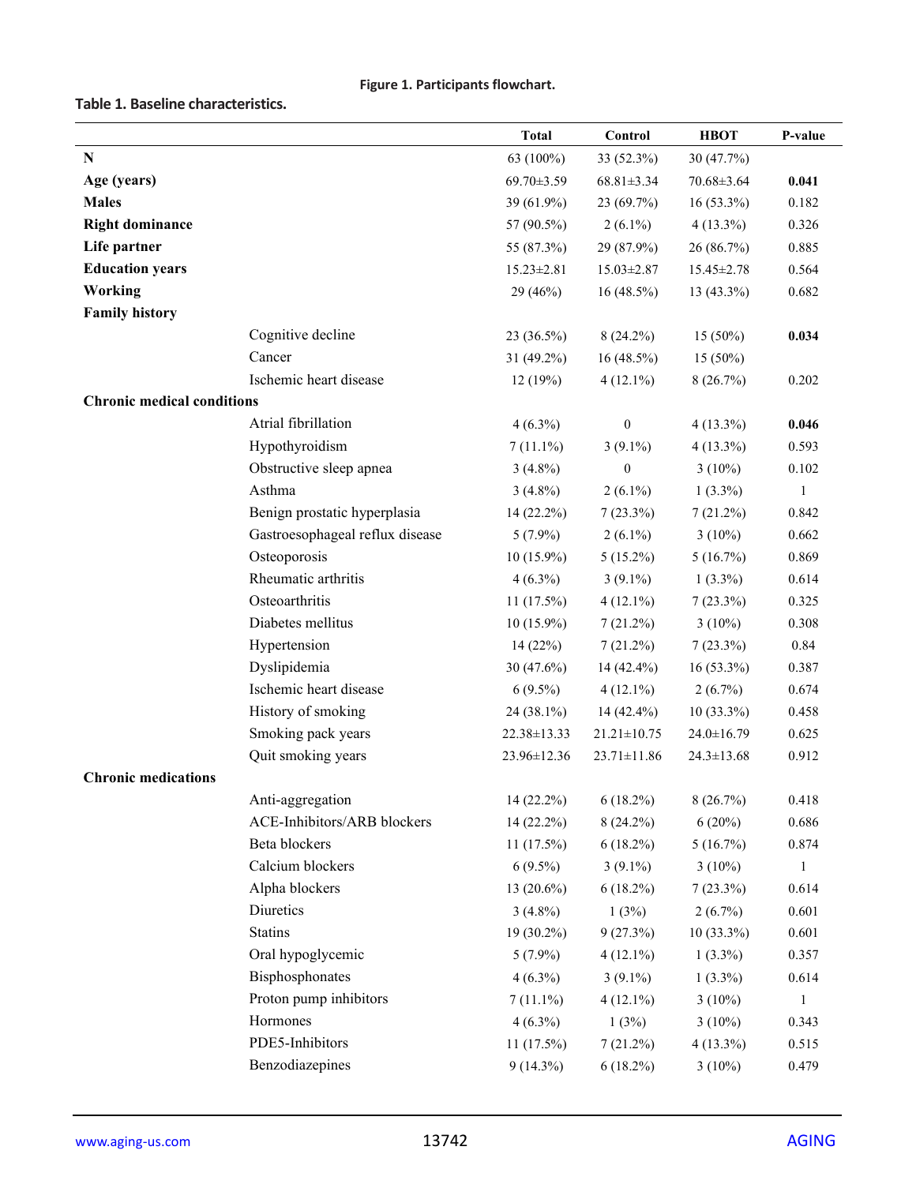**Figure 1. Participants flowchart.**

**Table 1. Baseline characteristics.**

| | | Total | Control | HBOT | P-value |
|---|---|---|---|---|---|
| **N** | | 63 (100%) | 33 (52.3%) | 30 (47.7%) | |
| **Age (years)** | | 69.70±3.59 | 68.81±3.34 | 70.68±3.64 | **0.041** |
| **Males** | | 39 (61.9%) | 23 (69.7%) | 16 (53.3%) | 0.182 |
| **Right dominance** | | 57 (90.5%) | 2 (6.1%) | 4 (13.3%) | 0.326 |
| **Life partner** | | 55 (87.3%) | 29 (87.9%) | 26 (86.7%) | 0.885 |
| **Education years** | | 15.23±2.81 | 15.03±2.87 | 15.45±2.78 | 0.564 |
| **Working** | | 29 (46%) | 16 (48.5%) | 13 (43.3%) | 0.682 |
| **Family history** | | | | | |
| | Cognitive decline | 23 (36.5%) | 8 (24.2%) | 15 (50%) | **0.034** |
| | Cancer | 31 (49.2%) | 16 (48.5%) | 15 (50%) | |
| | Ischemic heart disease | 12 (19%) | 4 (12.1%) | 8 (26.7%) | 0.202 |
| **Chronic medical conditions** | | | | | |
| | Atrial fibrillation | 4 (6.3%) | 0 | 4 (13.3%) | **0.046** |
| | Hypothyroidism | 7 (11.1%) | 3 (9.1%) | 4 (13.3%) | 0.593 |
| | Obstructive sleep apnea | 3 (4.8%) | 0 | 3 (10%) | 0.102 |
| | Asthma | 3 (4.8%) | 2 (6.1%) | 1 (3.3%) | 1 |
| | Benign prostatic hyperplasia | 14 (22.2%) | 7 (23.3%) | 7 (21.2%) | 0.842 |
| | Gastroesophageal reflux disease | 5 (7.9%) | 2 (6.1%) | 3 (10%) | 0.662 |
| | Osteoporosis | 10 (15.9%) | 5 (15.2%) | 5 (16.7%) | 0.869 |
| | Rheumatic arthritis | 4 (6.3%) | 3 (9.1%) | 1 (3.3%) | 0.614 |
| | Osteoarthritis | 11 (17.5%) | 4 (12.1%) | 7 (23.3%) | 0.325 |
| | Diabetes mellitus | 10 (15.9%) | 7 (21.2%) | 3 (10%) | 0.308 |
| | Hypertension | 14 (22%) | 7 (21.2%) | 7 (23.3%) | 0.84 |
| | Dyslipidemia | 30 (47.6%) | 14 (42.4%) | 16 (53.3%) | 0.387 |
| | Ischemic heart disease | 6 (9.5%) | 4 (12.1%) | 2 (6.7%) | 0.674 |
| | History of smoking | 24 (38.1%) | 14 (42.4%) | 10 (33.3%) | 0.458 |
| | Smoking pack years | 22.38±13.33 | 21.21±10.75 | 24.0±16.79 | 0.625 |
| | Quit smoking years | 23.96±12.36 | 23.71±11.86 | 24.3±13.68 | 0.912 |
| **Chronic medications** | | | | | |
| | Anti-aggregation | 14 (22.2%) | 6 (18.2%) | 8 (26.7%) | 0.418 |
| | ACE-Inhibitors/ARB blockers | 14 (22.2%) | 8 (24.2%) | 6 (20%) | 0.686 |
| | Beta blockers | 11 (17.5%) | 6 (18.2%) | 5 (16.7%) | 0.874 |
| | Calcium blockers | 6 (9.5%) | 3 (9.1%) | 3 (10%) | 1 |
| | Alpha blockers | 13 (20.6%) | 6 (18.2%) | 7 (23.3%) | 0.614 |
| | Diuretics | 3 (4.8%) | 1 (3%) | 2 (6.7%) | 0.601 |
| | Statins | 19 (30.2%) | 9 (27.3%) | 10 (33.3%) | 0.601 |
| | Oral hypoglycemic | 5 (7.9%) | 4 (12.1%) | 1 (3.3%) | 0.357 |
| | Bisphosphonates | 4 (6.3%) | 3 (9.1%) | 1 (3.3%) | 0.614 |
| | Proton pump inhibitors | 7 (11.1%) | 4 (12.1%) | 3 (10%) | 1 |
| | Hormones | 4 (6.3%) | 1 (3%) | 3 (10%) | 0.343 |
| | PDE5-Inhibitors | 11 (17.5%) | 7 (21.2%) | 4 (13.3%) | 0.515 |
| | Benzodiazepines | 9 (14.3%) | 6 (18.2%) | 3 (10%) | 0.479 |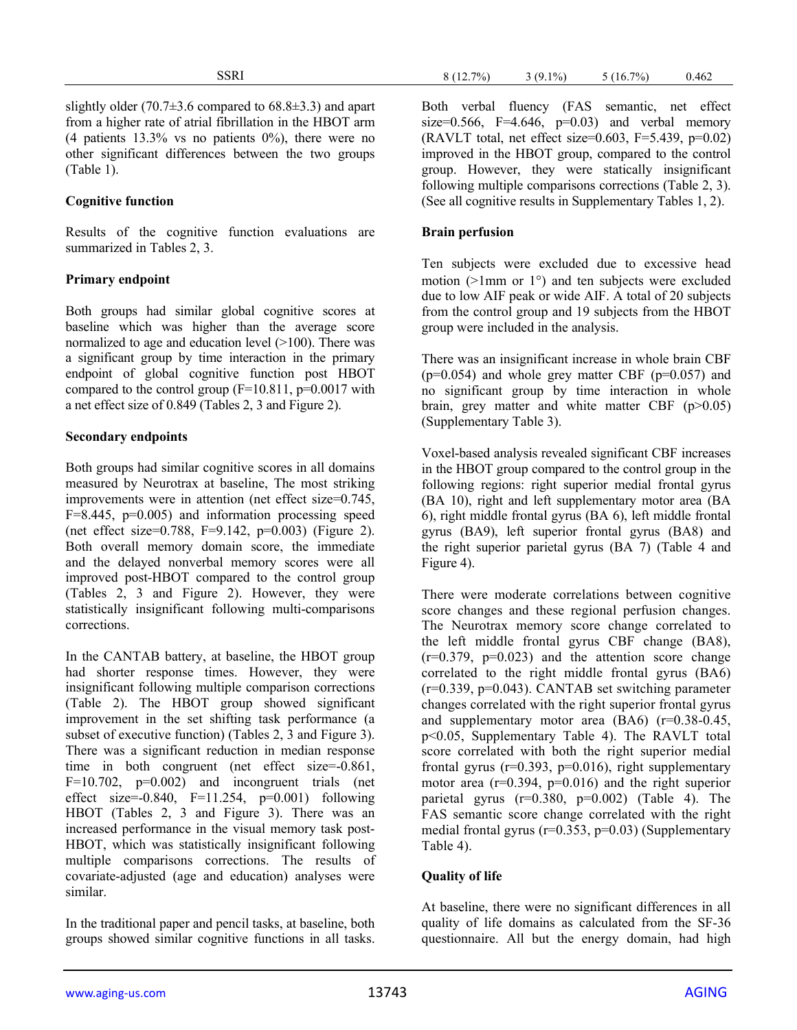| SSRI | 8 (12.7%) | 3 (9.1%) | 5 (16.7%) | 0.462 |
|---|---|---|---|---|

slightly older (70.7±3.6 compared to 68.8±3.3) and apart from a higher rate of atrial fibrillation in the HBOT arm (4 patients 13.3% vs no patients 0%), there were no other significant differences between the two groups (Table 1).

### Cognitive function

Results of the cognitive function evaluations are summarized in Tables 2, 3.

### Primary endpoint

Both groups had similar global cognitive scores at baseline which was higher than the average score normalized to age and education level (>100). There was a significant group by time interaction in the primary endpoint of global cognitive function post HBOT compared to the control group (F=10.811, p=0.0017 with a net effect size of 0.849 (Tables 2, 3 and Figure 2).

### Secondary endpoints

Both groups had similar cognitive scores in all domains measured by Neurotrax at baseline, The most striking improvements were in attention (net effect size=0.745, F=8.445, p=0.005) and information processing speed (net effect size=0.788, F=9.142, p=0.003) (Figure 2). Both overall memory domain score, the immediate and the delayed nonverbal memory scores were all improved post-HBOT compared to the control group (Tables 2, 3 and Figure 2). However, they were statistically insignificant following multi-comparisons corrections.

In the CANTAB battery, at baseline, the HBOT group had shorter response times. However, they were insignificant following multiple comparison corrections (Table 2). The HBOT group showed significant improvement in the set shifting task performance (a subset of executive function) (Tables 2, 3 and Figure 3). There was a significant reduction in median response time in both congruent (net effect size=-0.861, F=10.702, p=0.002) and incongruent trials (net effect size=-0.840, F=11.254, p=0.001) following HBOT (Tables 2, 3 and Figure 3). There was an increased performance in the visual memory task post-HBOT, which was statistically insignificant following multiple comparisons corrections. The results of covariate-adjusted (age and education) analyses were similar.

In the traditional paper and pencil tasks, at baseline, both groups showed similar cognitive functions in all tasks. Both verbal fluency (FAS semantic, net effect size=0.566, F=4.646, p=0.03) and verbal memory (RAVLT total, net effect size=0.603, F=5.439, p=0.02) improved in the HBOT group, compared to the control group. However, they were statically insignificant following multiple comparisons corrections (Table 2, 3). (See all cognitive results in Supplementary Tables 1, 2).

### Brain perfusion

Ten subjects were excluded due to excessive head motion (>1mm or 1°) and ten subjects were excluded due to low AIF peak or wide AIF. A total of 20 subjects from the control group and 19 subjects from the HBOT group were included in the analysis.

There was an insignificant increase in whole brain CBF (p=0.054) and whole grey matter CBF (p=0.057) and no significant group by time interaction in whole brain, grey matter and white matter CBF (p>0.05) (Supplementary Table 3).

Voxel-based analysis revealed significant CBF increases in the HBOT group compared to the control group in the following regions: right superior medial frontal gyrus (BA 10), right and left supplementary motor area (BA 6), right middle frontal gyrus (BA 6), left middle frontal gyrus (BA9), left superior frontal gyrus (BA8) and the right superior parietal gyrus (BA 7) (Table 4 and Figure 4).

There were moderate correlations between cognitive score changes and these regional perfusion changes. The Neurotrax memory score change correlated to the left middle frontal gyrus CBF change (BA8), (r=0.379, p=0.023) and the attention score change correlated to the right middle frontal gyrus (BA6) (r=0.339, p=0.043). CANTAB set switching parameter changes correlated with the right superior frontal gyrus and supplementary motor area (BA6) (r=0.38-0.45, p<0.05, Supplementary Table 4). The RAVLT total score correlated with both the right superior medial frontal gyrus (r=0.393, p=0.016), right supplementary motor area (r=0.394, p=0.016) and the right superior parietal gyrus (r=0.380, p=0.002) (Table 4). The FAS semantic score change correlated with the right medial frontal gyrus (r=0.353, p=0.03) (Supplementary Table 4).

### Quality of life

At baseline, there were no significant differences in all quality of life domains as calculated from the SF-36 questionnaire. All but the energy domain, had high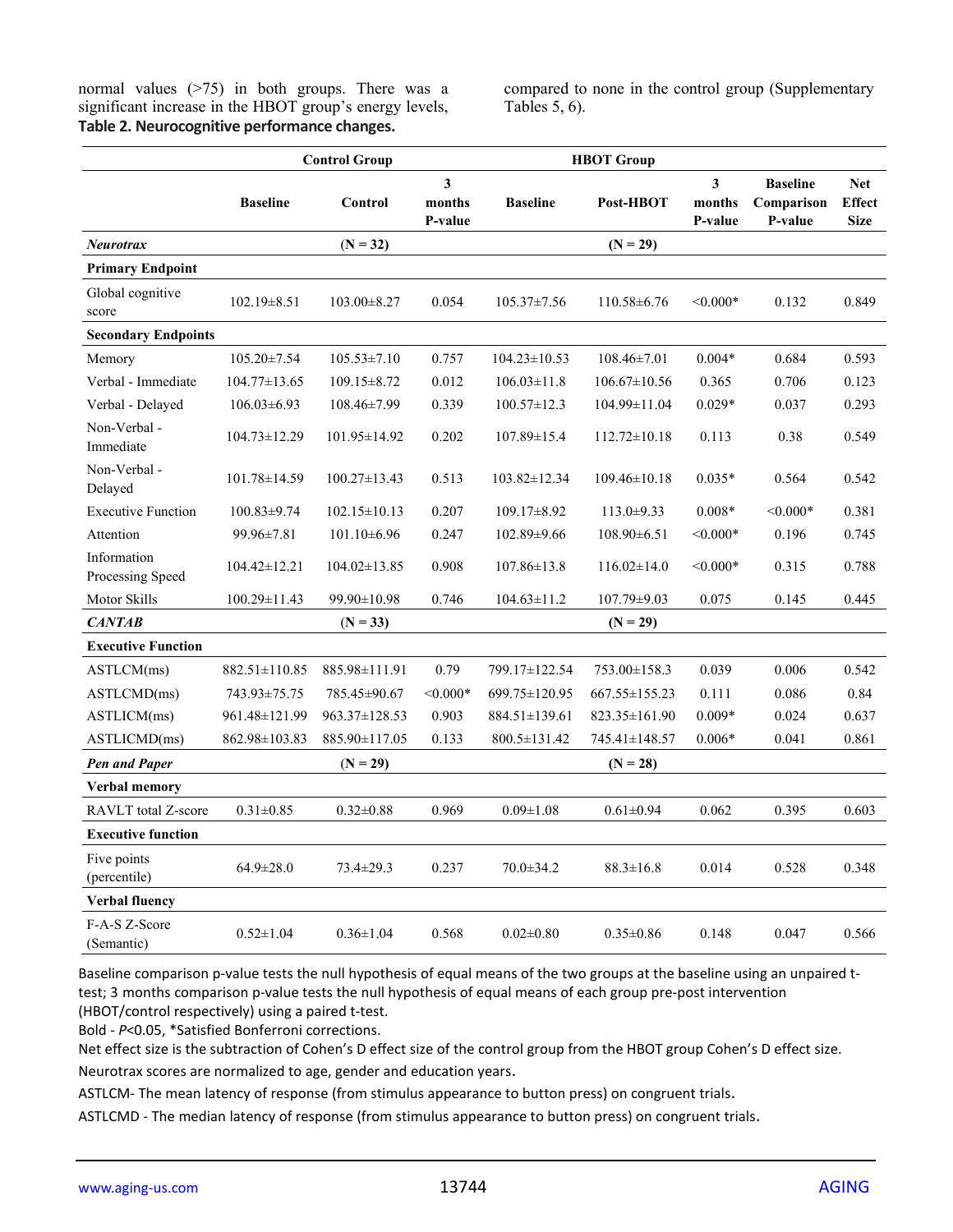normal values (>75) in both groups. There was a significant increase in the HBOT group's energy levels, compared to none in the control group (Supplementary Tables 5, 6).

**Table 2. Neurocognitive performance changes.**

| | Control Group | | | HBOT Group | | | | |
|---|---|---|---|---|---|---|---|---|
| | **Baseline** | **Control** | **3 months P-value** | **Baseline** | **Post-HBOT** | **3 months P-value** | **Baseline Comparison P-value** | **Net Effect Size** |
| ***Neurotrax*** | | **(N = 32)** | | | **(N = 29)** | | | |
| **Primary Endpoint** | | | | | | | | |
| Global cognitive score | 102.19±8.51 | 103.00±8.27 | 0.054 | 105.37±7.56 | 110.58±6.76 | <0.000* | 0.132 | 0.849 |
| **Secondary Endpoints** | | | | | | | | |
| Memory | 105.20±7.54 | 105.53±7.10 | 0.757 | 104.23±10.53 | 108.46±7.01 | 0.004* | 0.684 | 0.593 |
| Verbal - Immediate | 104.77±13.65 | 109.15±8.72 | 0.012 | 106.03±11.8 | 106.67±10.56 | 0.365 | 0.706 | 0.123 |
| Verbal - Delayed | 106.03±6.93 | 108.46±7.99 | 0.339 | 100.57±12.3 | 104.99±11.04 | 0.029* | 0.037 | 0.293 |
| Non-Verbal - Immediate | 104.73±12.29 | 101.95±14.92 | 0.202 | 107.89±15.4 | 112.72±10.18 | 0.113 | 0.38 | 0.549 |
| Non-Verbal - Delayed | 101.78±14.59 | 100.27±13.43 | 0.513 | 103.82±12.34 | 109.46±10.18 | 0.035* | 0.564 | 0.542 |
| Executive Function | 100.83±9.74 | 102.15±10.13 | 0.207 | 109.17±8.92 | 113.0±9.33 | 0.008* | <0.000* | 0.381 |
| Attention | 99.96±7.81 | 101.10±6.96 | 0.247 | 102.89±9.66 | 108.90±6.51 | <0.000* | 0.196 | 0.745 |
| Information Processing Speed | 104.42±12.21 | 104.02±13.85 | 0.908 | 107.86±13.8 | 116.02±14.0 | <0.000* | 0.315 | 0.788 |
| Motor Skills | 100.29±11.43 | 99.90±10.98 | 0.746 | 104.63±11.2 | 107.79±9.03 | 0.075 | 0.145 | 0.445 |
| ***CANTAB*** | | **(N = 33)** | | | **(N = 29)** | | | |
| **Executive Function** | | | | | | | | |
| ASTLCM(ms) | 882.51±110.85 | 885.98±111.91 | 0.79 | 799.17±122.54 | 753.00±158.3 | 0.039 | 0.006 | 0.542 |
| ASTLCMD(ms) | 743.93±75.75 | 785.45±90.67 | <0.000* | 699.75±120.95 | 667.55±155.23 | 0.111 | 0.086 | 0.84 |
| ASTLICM(ms) | 961.48±121.99 | 963.37±128.53 | 0.903 | 884.51±139.61 | 823.35±161.90 | 0.009* | 0.024 | 0.637 |
| ASTLICMD(ms) | 862.98±103.83 | 885.90±117.05 | 0.133 | 800.5±131.42 | 745.41±148.57 | 0.006* | 0.041 | 0.861 |
| ***Pen and Paper*** | | **(N = 29)** | | | **(N = 28)** | | | |
| **Verbal memory** | | | | | | | | |
| RAVLT total Z-score | 0.31±0.85 | 0.32±0.88 | 0.969 | 0.09±1.08 | 0.61±0.94 | 0.062 | 0.395 | 0.603 |
| **Executive function** | | | | | | | | |
| Five points (percentile) | 64.9±28.0 | 73.4±29.3 | 0.237 | 70.0±34.2 | 88.3±16.8 | 0.014 | 0.528 | 0.348 |
| **Verbal fluency** | | | | | | | | |
| F-A-S Z-Score (Semantic) | 0.52±1.04 | 0.36±1.04 | 0.568 | 0.02±0.80 | 0.35±0.86 | 0.148 | 0.047 | 0.566 |

Baseline comparison p-value tests the null hypothesis of equal means of the two groups at the baseline using an unpaired t-test; 3 months comparison p-value tests the null hypothesis of equal means of each group pre-post intervention (HBOT/control respectively) using a paired t-test.

Bold - $P<0.05$, *Satisfied Bonferroni corrections.

Net effect size is the subtraction of Cohen's D effect size of the control group from the HBOT group Cohen's D effect size.

Neurotrax scores are normalized to age, gender and education years.

ASTLCM- The mean latency of response (from stimulus appearance to button press) on congruent trials.

ASTLCMD - The median latency of response (from stimulus appearance to button press) on congruent trials.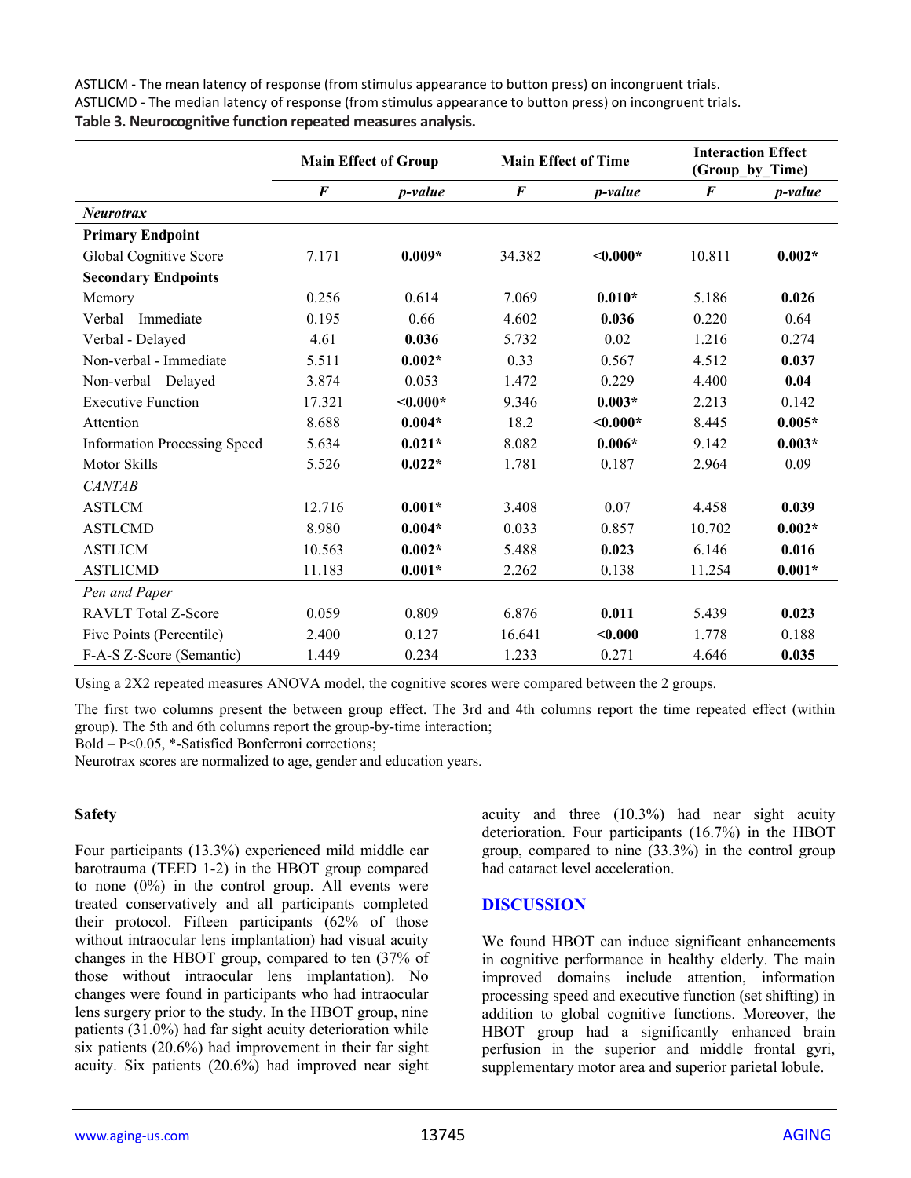ASTLICM - The mean latency of response (from stimulus appearance to button press) on incongruent trials.
ASTLICMD - The median latency of response (from stimulus appearance to button press) on incongruent trials.

**Table 3. Neurocognitive function repeated measures analysis.**

| | Main Effect of Group | | Main Effect of Time | | Interaction Effect (Group_by_Time) | |
|---|---|---|---|---|---|---|
| | ***F*** | ***p-value*** | ***F*** | ***p-value*** | ***F*** | ***p-value*** |
| ***Neurotrax*** | | | | | | |
| **Primary Endpoint** | | | | | | |
| Global Cognitive Score | 7.171 | **0.009*** | 34.382 | **<0.000*** | 10.811 | **0.002*** |
| **Secondary Endpoints** | | | | | | |
| Memory | 0.256 | 0.614 | 7.069 | **0.010*** | 5.186 | **0.026** |
| Verbal – Immediate | 0.195 | 0.66 | 4.602 | **0.036** | 0.220 | 0.64 |
| Verbal - Delayed | 4.61 | **0.036** | 5.732 | 0.02 | 1.216 | 0.274 |
| Non-verbal - Immediate | 5.511 | **0.002*** | 0.33 | 0.567 | 4.512 | **0.037** |
| Non-verbal – Delayed | 3.874 | 0.053 | 1.472 | 0.229 | 4.400 | **0.04** |
| Executive Function | 17.321 | **<0.000*** | 9.346 | **0.003*** | 2.213 | 0.142 |
| Attention | 8.688 | **0.004*** | 18.2 | **<0.000*** | 8.445 | **0.005*** |
| Information Processing Speed | 5.634 | **0.021*** | 8.082 | **0.006*** | 9.142 | **0.003*** |
| Motor Skills | 5.526 | **0.022*** | 1.781 | 0.187 | 2.964 | 0.09 |
| *CANTAB* | | | | | | |
| ASTLCM | 12.716 | **0.001*** | 3.408 | 0.07 | 4.458 | **0.039** |
| ASTLCMD | 8.980 | **0.004*** | 0.033 | 0.857 | 10.702 | **0.002*** |
| ASTLICM | 10.563 | **0.002*** | 5.488 | **0.023** | 6.146 | **0.016** |
| ASTLICMD | 11.183 | **0.001*** | 2.262 | 0.138 | 11.254 | **0.001*** |
| *Pen and Paper* | | | | | | |
| RAVLT Total Z-Score | 0.059 | 0.809 | 6.876 | **0.011** | 5.439 | **0.023** |
| Five Points (Percentile) | 2.400 | 0.127 | 16.641 | **<0.000** | 1.778 | 0.188 |
| F-A-S Z-Score (Semantic) | 1.449 | 0.234 | 1.233 | 0.271 | 4.646 | **0.035** |

Using a 2X2 repeated measures ANOVA model, the cognitive scores were compared between the 2 groups.

The first two columns present the between group effect. The 3rd and 4th columns report the time repeated effect (within group). The 5th and 6th columns report the group-by-time interaction;
Bold – P<0.05, *-Satisfied Bonferroni corrections;
Neurotrax scores are normalized to age, gender and education years.

### Safety

Four participants (13.3%) experienced mild middle ear barotrauma (TEED 1-2) in the HBOT group compared to none (0%) in the control group. All events were treated conservatively and all participants completed their protocol. Fifteen participants (62% of those without intraocular lens implantation) had visual acuity changes in the HBOT group, compared to ten (37% of those without intraocular lens implantation). No changes were found in participants who had intraocular lens surgery prior to the study. In the HBOT group, nine patients (31.0%) had far sight acuity deterioration while six patients (20.6%) had improvement in their far sight acuity. Six patients (20.6%) had improved near sight acuity and three (10.3%) had near sight acuity deterioration. Four participants (16.7%) in the HBOT group, compared to nine (33.3%) in the control group had cataract level acceleration.

## DISCUSSION

We found HBOT can induce significant enhancements in cognitive performance in healthy elderly. The main improved domains include attention, information processing speed and executive function (set shifting) in addition to global cognitive functions. Moreover, the HBOT group had a significantly enhanced brain perfusion in the superior and middle frontal gyri, supplementary motor area and superior parietal lobule.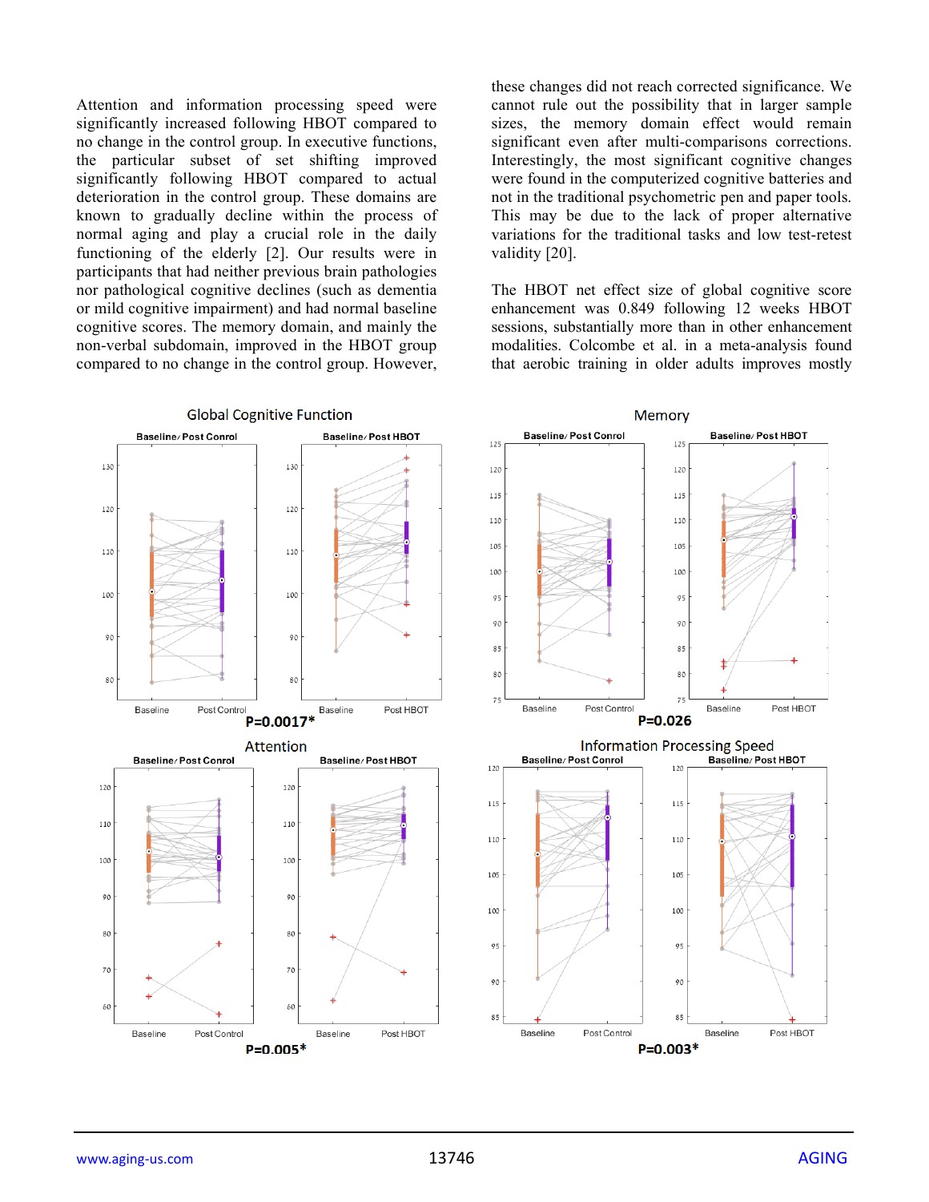Attention and information processing speed were significantly increased following HBOT compared to no change in the control group. In executive functions, the particular subset of set shifting improved significantly following HBOT compared to actual deterioration in the control group. These domains are known to gradually decline within the process of normal aging and play a crucial role in the daily functioning of the elderly [2]. Our results were in participants that had neither previous brain pathologies nor pathological cognitive declines (such as dementia or mild cognitive impairment) and had normal baseline cognitive scores. The memory domain, and mainly the non-verbal subdomain, improved in the HBOT group compared to no change in the control group. However, these changes did not reach corrected significance. We cannot rule out the possibility that in larger sample sizes, the memory domain effect would remain significant even after multi-comparisons corrections. Interestingly, the most significant cognitive changes were found in the computerized cognitive batteries and not in the traditional psychometric pen and paper tools. This may be due to the lack of proper alternative variations for the traditional tasks and low test-retest validity [20].

The HBOT net effect size of global cognitive score enhancement was 0.849 following 12 weeks HBOT sessions, substantially more than in other enhancement modalities. Colcombe et al. in a meta-analysis found that aerobic training in older adults improves mostly

Global Cognitive Function

Baseline/ Post Conrol — Baseline/ Post HBOT

P=0.0017*

Memory

Baseline/ Post Control — Baseline/ Post HBOT

P=0.026

Attention

Baseline/ Post Conrol — Baseline/ Post HBOT

P=0.005*

Information Processing Speed

Baseline/ Post Conrol — Baseline/ Post HBOT

P=0.003*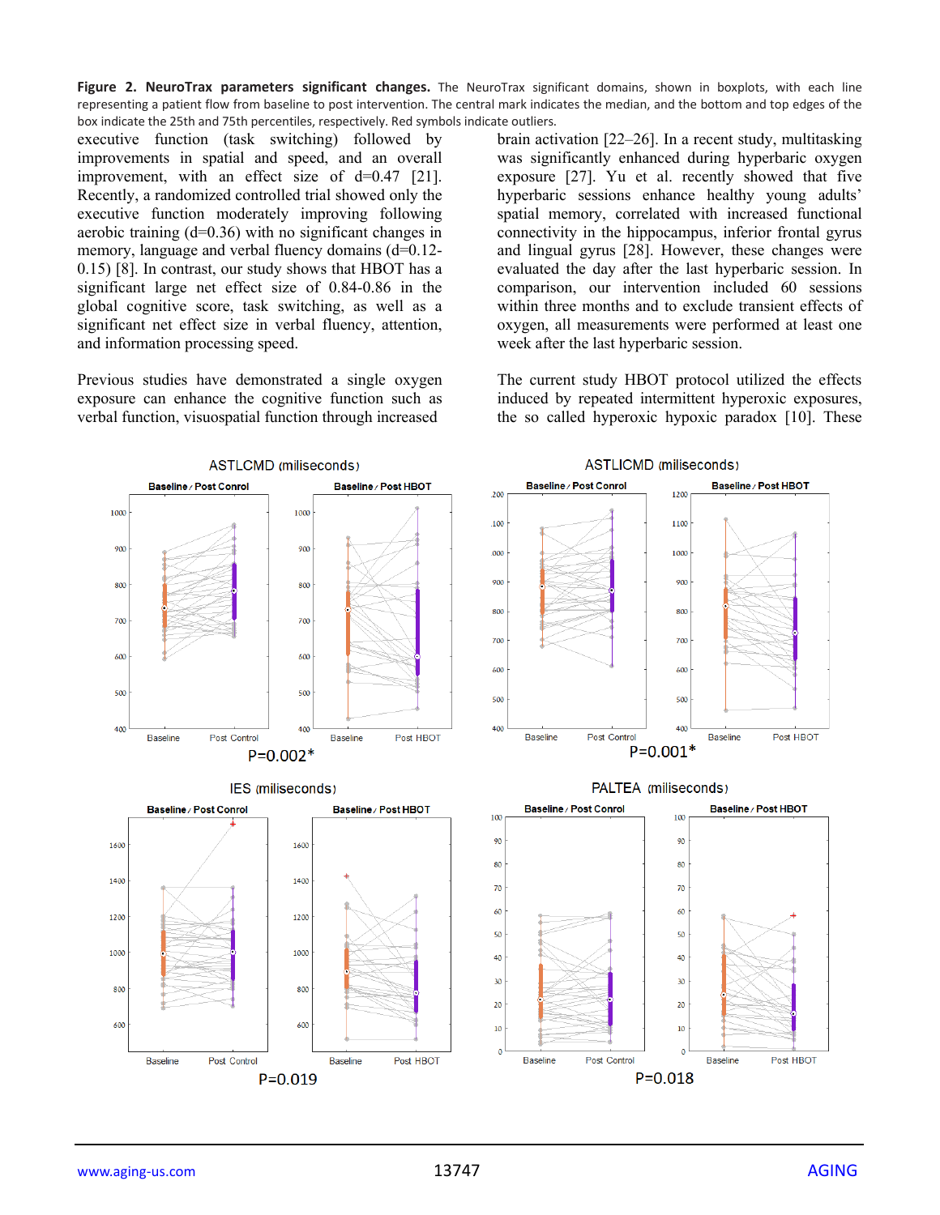**Figure 2. NeuroTrax parameters significant changes.** The NeuroTrax significant domains, shown in boxplots, with each line representing a patient flow from baseline to post intervention. The central mark indicates the median, and the bottom and top edges of the box indicate the 25th and 75th percentiles, respectively. Red symbols indicate outliers.

executive function (task switching) followed by improvements in spatial and speed, and an overall improvement, with an effect size of d=0.47 [21]. Recently, a randomized controlled trial showed only the executive function moderately improving following aerobic training (d=0.36) with no significant changes in memory, language and verbal fluency domains (d=0.12-0.15) [8]. In contrast, our study shows that HBOT has a significant large net effect size of 0.84-0.86 in the global cognitive score, task switching, as well as a significant net effect size in verbal fluency, attention, and information processing speed.

Previous studies have demonstrated a single oxygen exposure can enhance the cognitive function such as verbal function, visuospatial function through increased brain activation [22–26]. In a recent study, multitasking was significantly enhanced during hyperbaric oxygen exposure [27]. Yu et al. recently showed that five hyperbaric sessions enhance healthy young adults' spatial memory, correlated with increased functional connectivity in the hippocampus, inferior frontal gyrus and lingual gyrus [28]. However, these changes were evaluated the day after the last hyperbaric session. In comparison, our intervention included 60 sessions within three months and to exclude transient effects of oxygen, all measurements were performed at least one week after the last hyperbaric session.

The current study HBOT protocol utilized the effects induced by repeated intermittent hyperoxic exposures, the so called hyperoxic hypoxic paradox [10]. These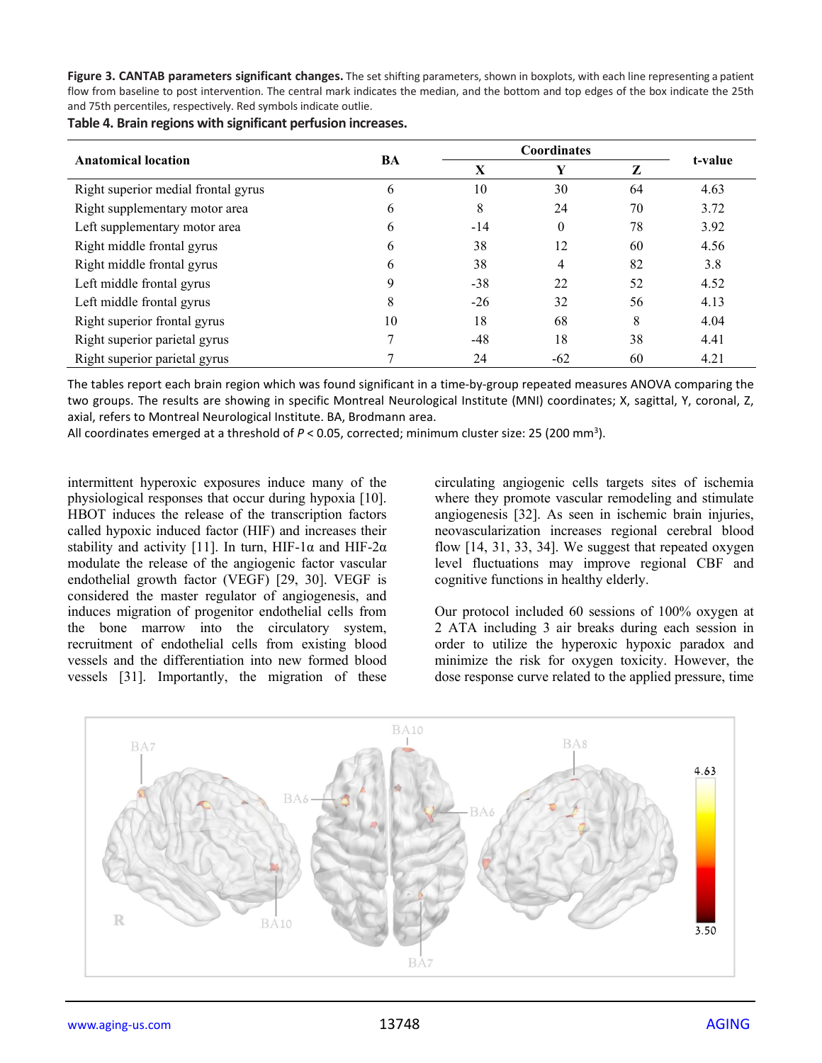**Figure 3. CANTAB parameters significant changes.** The set shifting parameters, shown in boxplots, with each line representing a patient flow from baseline to post intervention. The central mark indicates the median, and the bottom and top edges of the box indicate the 25th and 75th percentiles, respectively. Red symbols indicate outlie.

**Table 4. Brain regions with significant perfusion increases.**

| Anatomical location | BA | Coordinates | | | t-value |
|---|---|---|---|---|---|
| | | X | Y | Z | |
| Right superior medial frontal gyrus | 6 | 10 | 30 | 64 | 4.63 |
| Right supplementary motor area | 6 | 8 | 24 | 70 | 3.72 |
| Left supplementary motor area | 6 | -14 | 0 | 78 | 3.92 |
| Right middle frontal gyrus | 6 | 38 | 12 | 60 | 4.56 |
| Right middle frontal gyrus | 6 | 38 | 4 | 82 | 3.8 |
| Left middle frontal gyrus | 9 | -38 | 22 | 52 | 4.52 |
| Left middle frontal gyrus | 8 | -26 | 32 | 56 | 4.13 |
| Right superior frontal gyrus | 10 | 18 | 68 | 8 | 4.04 |
| Right superior parietal gyrus | 7 | -48 | 18 | 38 | 4.41 |
| Right superior parietal gyrus | 7 | 24 | -62 | 60 | 4.21 |

The tables report each brain region which was found significant in a time-by-group repeated measures ANOVA comparing the two groups. The results are showing in specific Montreal Neurological Institute (MNI) coordinates; X, sagittal, Y, coronal, Z, axial, refers to Montreal Neurological Institute. BA, Brodmann area.

All coordinates emerged at a threshold of $P < 0.05$, corrected; minimum cluster size: 25 (200 mm$^3$).

intermittent hyperoxic exposures induce many of the physiological responses that occur during hypoxia [10]. HBOT induces the release of the transcription factors called hypoxic induced factor (HIF) and increases their stability and activity [11]. In turn, HIF-1α and HIF-2α modulate the release of the angiogenic factor vascular endothelial growth factor (VEGF) [29, 30]. VEGF is considered the master regulator of angiogenesis, and induces migration of progenitor endothelial cells from the bone marrow into the circulatory system, recruitment of endothelial cells from existing blood vessels and the differentiation into new formed blood vessels [31]. Importantly, the migration of these circulating angiogenic cells targets sites of ischemia where they promote vascular remodeling and stimulate angiogenesis [32]. As seen in ischemic brain injuries, neovascularization increases regional cerebral blood flow [14, 31, 33, 34]. We suggest that repeated oxygen level fluctuations may improve regional CBF and cognitive functions in healthy elderly.

Our protocol included 60 sessions of 100% oxygen at 2 ATA including 3 air breaks during each session in order to utilize the hyperoxic hypoxic paradox and minimize the risk for oxygen toxicity. However, the dose response curve related to the applied pressure, time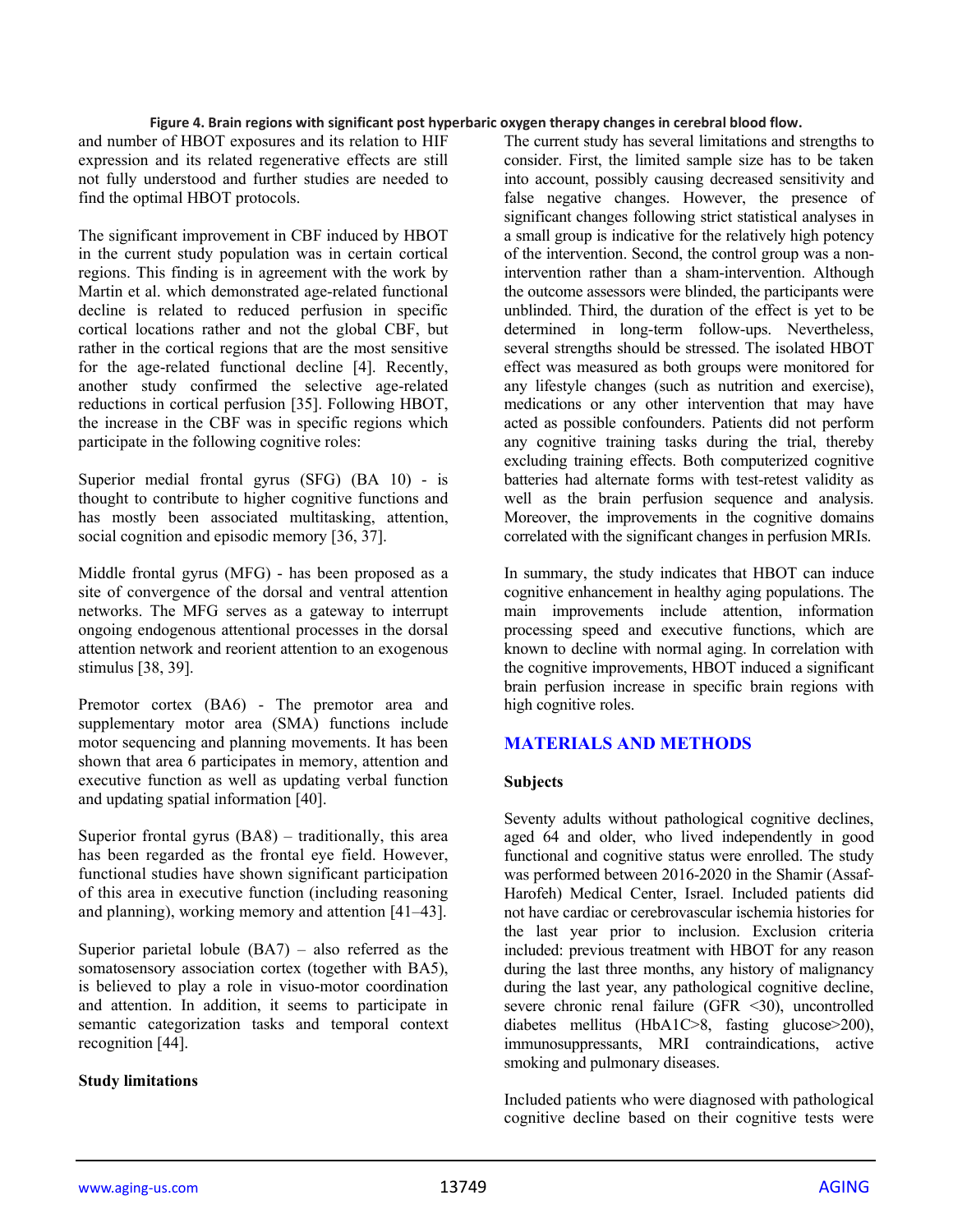**Figure 4. Brain regions with significant post hyperbaric oxygen therapy changes in cerebral blood flow.**

and number of HBOT exposures and its relation to HIF expression and its related regenerative effects are still not fully understood and further studies are needed to find the optimal HBOT protocols.

The significant improvement in CBF induced by HBOT in the current study population was in certain cortical regions. This finding is in agreement with the work by Martin et al. which demonstrated age-related functional decline is related to reduced perfusion in specific cortical locations rather and not the global CBF, but rather in the cortical regions that are the most sensitive for the age-related functional decline [4]. Recently, another study confirmed the selective age-related reductions in cortical perfusion [35]. Following HBOT, the increase in the CBF was in specific regions which participate in the following cognitive roles:

Superior medial frontal gyrus (SFG) (BA 10) - is thought to contribute to higher cognitive functions and has mostly been associated multitasking, attention, social cognition and episodic memory [36, 37].

Middle frontal gyrus (MFG) - has been proposed as a site of convergence of the dorsal and ventral attention networks. The MFG serves as a gateway to interrupt ongoing endogenous attentional processes in the dorsal attention network and reorient attention to an exogenous stimulus [38, 39].

Premotor cortex (BA6) - The premotor area and supplementary motor area (SMA) functions include motor sequencing and planning movements. It has been shown that area 6 participates in memory, attention and executive function as well as updating verbal function and updating spatial information [40].

Superior frontal gyrus (BA8) – traditionally, this area has been regarded as the frontal eye field. However, functional studies have shown significant participation of this area in executive function (including reasoning and planning), working memory and attention [41–43].

Superior parietal lobule (BA7) – also referred as the somatosensory association cortex (together with BA5), is believed to play a role in visuo-motor coordination and attention. In addition, it seems to participate in semantic categorization tasks and temporal context recognition [44].

**Study limitations**

The current study has several limitations and strengths to consider. First, the limited sample size has to be taken into account, possibly causing decreased sensitivity and false negative changes. However, the presence of significant changes following strict statistical analyses in a small group is indicative for the relatively high potency of the intervention. Second, the control group was a non-intervention rather than a sham-intervention. Although the outcome assessors were blinded, the participants were unblinded. Third, the duration of the effect is yet to be determined in long-term follow-ups. Nevertheless, several strengths should be stressed. The isolated HBOT effect was measured as both groups were monitored for any lifestyle changes (such as nutrition and exercise), medications or any other intervention that may have acted as possible confounders. Patients did not perform any cognitive training tasks during the trial, thereby excluding training effects. Both computerized cognitive batteries had alternate forms with test-retest validity as well as the brain perfusion sequence and analysis. Moreover, the improvements in the cognitive domains correlated with the significant changes in perfusion MRIs.

In summary, the study indicates that HBOT can induce cognitive enhancement in healthy aging populations. The main improvements include attention, information processing speed and executive functions, which are known to decline with normal aging. In correlation with the cognitive improvements, HBOT induced a significant brain perfusion increase in specific brain regions with high cognitive roles.

## MATERIALS AND METHODS

### Subjects

Seventy adults without pathological cognitive declines, aged 64 and older, who lived independently in good functional and cognitive status were enrolled. The study was performed between 2016-2020 in the Shamir (Assaf-Harofeh) Medical Center, Israel. Included patients did not have cardiac or cerebrovascular ischemia histories for the last year prior to inclusion. Exclusion criteria included: previous treatment with HBOT for any reason during the last three months, any history of malignancy during the last year, any pathological cognitive decline, severe chronic renal failure (GFR <30), uncontrolled diabetes mellitus (HbA1C>8, fasting glucose>200), immunosuppressants, MRI contraindications, active smoking and pulmonary diseases.

Included patients who were diagnosed with pathological cognitive decline based on their cognitive tests were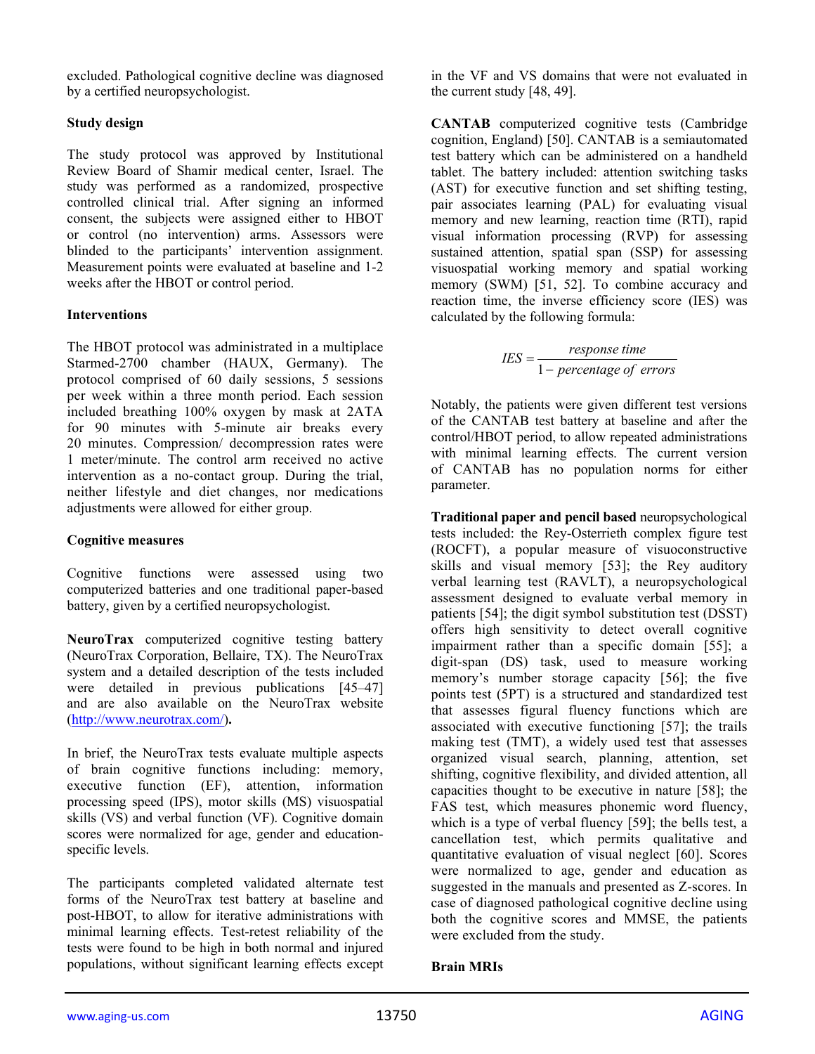excluded. Pathological cognitive decline was diagnosed by a certified neuropsychologist.

### Study design

The study protocol was approved by Institutional Review Board of Shamir medical center, Israel. The study was performed as a randomized, prospective controlled clinical trial. After signing an informed consent, the subjects were assigned either to HBOT or control (no intervention) arms. Assessors were blinded to the participants' intervention assignment. Measurement points were evaluated at baseline and 1-2 weeks after the HBOT or control period.

### Interventions

The HBOT protocol was administrated in a multiplace Starmed-2700 chamber (HAUX, Germany). The protocol comprised of 60 daily sessions, 5 sessions per week within a three month period. Each session included breathing 100% oxygen by mask at 2ATA for 90 minutes with 5-minute air breaks every 20 minutes. Compression/ decompression rates were 1 meter/minute. The control arm received no active intervention as a no-contact group. During the trial, neither lifestyle and diet changes, nor medications adjustments were allowed for either group.

### Cognitive measures

Cognitive functions were assessed using two computerized batteries and one traditional paper-based battery, given by a certified neuropsychologist.

**NeuroTrax** computerized cognitive testing battery (NeuroTrax Corporation, Bellaire, TX). The NeuroTrax system and a detailed description of the tests included were detailed in previous publications [45–47] and are also available on the NeuroTrax website (http://www.neurotrax.com/).

In brief, the NeuroTrax tests evaluate multiple aspects of brain cognitive functions including: memory, executive function (EF), attention, information processing speed (IPS), motor skills (MS) visuospatial skills (VS) and verbal function (VF). Cognitive domain scores were normalized for age, gender and education-specific levels.

The participants completed validated alternate test forms of the NeuroTrax test battery at baseline and post-HBOT, to allow for iterative administrations with minimal learning effects. Test-retest reliability of the tests were found to be high in both normal and injured populations, without significant learning effects except in the VF and VS domains that were not evaluated in the current study [48, 49].

**CANTAB** computerized cognitive tests (Cambridge cognition, England) [50]. CANTAB is a semiautomated test battery which can be administered on a handheld tablet. The battery included: attention switching tasks (AST) for executive function and set shifting testing, pair associates learning (PAL) for evaluating visual memory and new learning, reaction time (RTI), rapid visual information processing (RVP) for assessing sustained attention, spatial span (SSP) for assessing visuospatial working memory and spatial working memory (SWM) [51, 52]. To combine accuracy and reaction time, the inverse efficiency score (IES) was calculated by the following formula:

$$IES = \frac{response\ time}{1 - percentage\ of\ errors}$$

Notably, the patients were given different test versions of the CANTAB test battery at baseline and after the control/HBOT period, to allow repeated administrations with minimal learning effects. The current version of CANTAB has no population norms for either parameter.

**Traditional paper and pencil based** neuropsychological tests included: the Rey-Osterrieth complex figure test (ROCFT), a popular measure of visuoconstructive skills and visual memory [53]; the Rey auditory verbal learning test (RAVLT), a neuropsychological assessment designed to evaluate verbal memory in patients [54]; the digit symbol substitution test (DSST) offers high sensitivity to detect overall cognitive impairment rather than a specific domain [55]; a digit-span (DS) task, used to measure working memory's number storage capacity [56]; the five points test (5PT) is a structured and standardized test that assesses figural fluency functions which are associated with executive functioning [57]; the trails making test (TMT), a widely used test that assesses organized visual search, planning, attention, set shifting, cognitive flexibility, and divided attention, all capacities thought to be executive in nature [58]; the FAS test, which measures phonemic word fluency, which is a type of verbal fluency [59]; the bells test, a cancellation test, which permits qualitative and quantitative evaluation of visual neglect [60]. Scores were normalized to age, gender and education as suggested in the manuals and presented as Z-scores. In case of diagnosed pathological cognitive decline using both the cognitive scores and MMSE, the patients were excluded from the study.

### Brain MRIs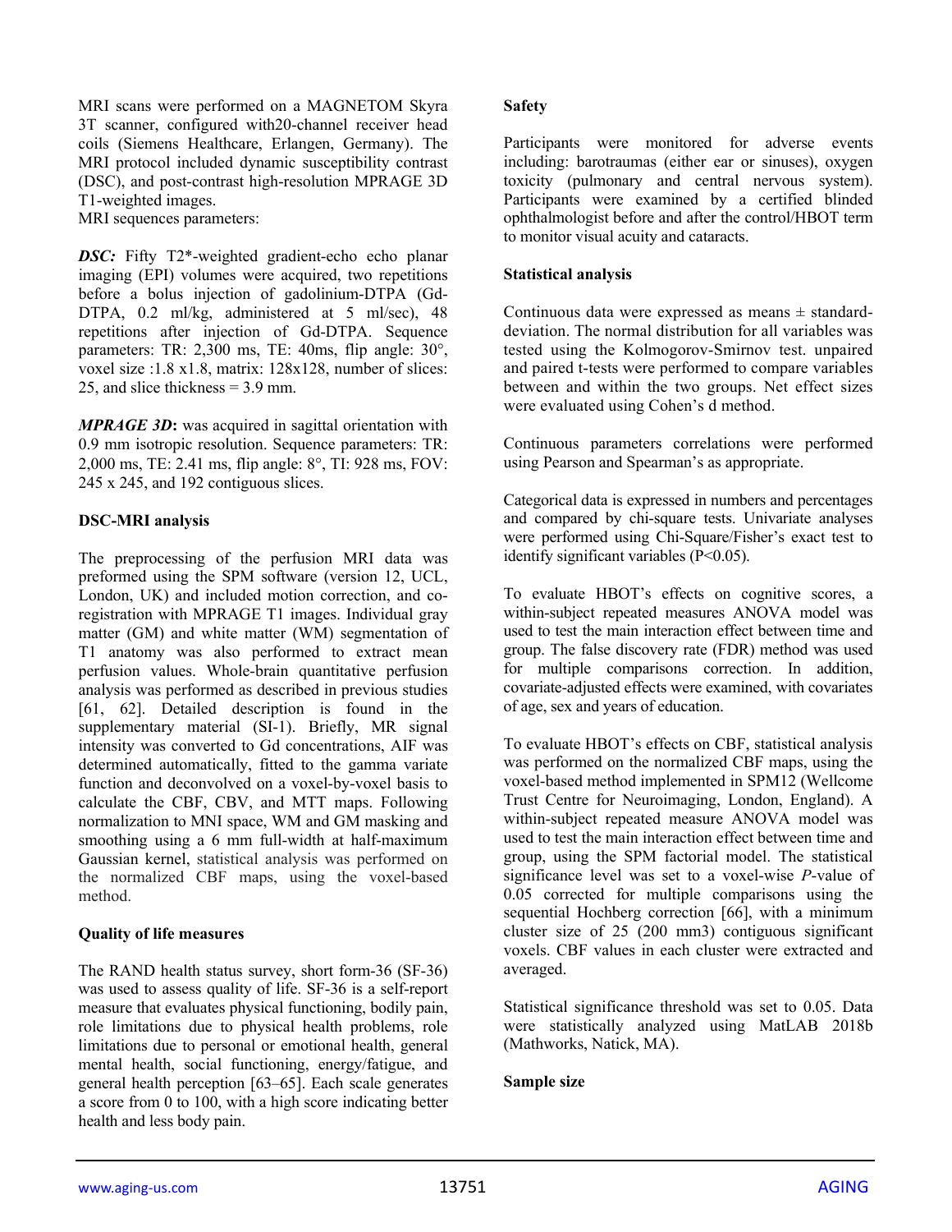MRI scans were performed on a MAGNETOM Skyra 3T scanner, configured with20-channel receiver head coils (Siemens Healthcare, Erlangen, Germany). The MRI protocol included dynamic susceptibility contrast (DSC), and post-contrast high-resolution MPRAGE 3D T1-weighted images.

MRI sequences parameters:

***DSC:*** Fifty T2*-weighted gradient-echo echo planar imaging (EPI) volumes were acquired, two repetitions before a bolus injection of gadolinium-DTPA (Gd-DTPA, 0.2 ml/kg, administered at 5 ml/sec), 48 repetitions after injection of Gd-DTPA. Sequence parameters: TR: 2,300 ms, TE: 40ms, flip angle: 30°, voxel size :1.8 x1.8, matrix: 128x128, number of slices: 25, and slice thickness = 3.9 mm.

***MPRAGE 3D*:** was acquired in sagittal orientation with 0.9 mm isotropic resolution. Sequence parameters: TR: 2,000 ms, TE: 2.41 ms, flip angle: 8°, TI: 928 ms, FOV: 245 x 245, and 192 contiguous slices.

**DSC-MRI analysis**

The preprocessing of the perfusion MRI data was preformed using the SPM software (version 12, UCL, London, UK) and included motion correction, and co-registration with MPRAGE T1 images. Individual gray matter (GM) and white matter (WM) segmentation of T1 anatomy was also performed to extract mean perfusion values. Whole-brain quantitative perfusion analysis was performed as described in previous studies [61, 62]. Detailed description is found in the supplementary material (SI-1). Briefly, MR signal intensity was converted to Gd concentrations, AIF was determined automatically, fitted to the gamma variate function and deconvolved on a voxel-by-voxel basis to calculate the CBF, CBV, and MTT maps. Following normalization to MNI space, WM and GM masking and smoothing using a 6 mm full-width at half-maximum Gaussian kernel, statistical analysis was performed on the normalized CBF maps, using the voxel-based method.

**Quality of life measures**

The RAND health status survey, short form-36 (SF-36) was used to assess quality of life. SF-36 is a self-report measure that evaluates physical functioning, bodily pain, role limitations due to physical health problems, role limitations due to personal or emotional health, general mental health, social functioning, energy/fatigue, and general health perception [63–65]. Each scale generates a score from 0 to 100, with a high score indicating better health and less body pain.

**Safety**

Participants were monitored for adverse events including: barotraumas (either ear or sinuses), oxygen toxicity (pulmonary and central nervous system). Participants were examined by a certified blinded ophthalmologist before and after the control/HBOT term to monitor visual acuity and cataracts.

**Statistical analysis**

Continuous data were expressed as means ± standard-deviation. The normal distribution for all variables was tested using the Kolmogorov-Smirnov test. unpaired and paired t-tests were performed to compare variables between and within the two groups. Net effect sizes were evaluated using Cohen's d method.

Continuous parameters correlations were performed using Pearson and Spearman's as appropriate.

Categorical data is expressed in numbers and percentages and compared by chi-square tests. Univariate analyses were performed using Chi-Square/Fisher's exact test to identify significant variables ($P<0.05$).

To evaluate HBOT's effects on cognitive scores, a within-subject repeated measures ANOVA model was used to test the main interaction effect between time and group. The false discovery rate (FDR) method was used for multiple comparisons correction. In addition, covariate-adjusted effects were examined, with covariates of age, sex and years of education.

To evaluate HBOT's effects on CBF, statistical analysis was performed on the normalized CBF maps, using the voxel-based method implemented in SPM12 (Wellcome Trust Centre for Neuroimaging, London, England). A within-subject repeated measure ANOVA model was used to test the main interaction effect between time and group, using the SPM factorial model. The statistical significance level was set to a voxel-wise *P*-value of 0.05 corrected for multiple comparisons using the sequential Hochberg correction [66], with a minimum cluster size of 25 (200 mm3) contiguous significant voxels. CBF values in each cluster were extracted and averaged.

Statistical significance threshold was set to 0.05. Data were statistically analyzed using MatLAB 2018b (Mathworks, Natick, MA).

**Sample size**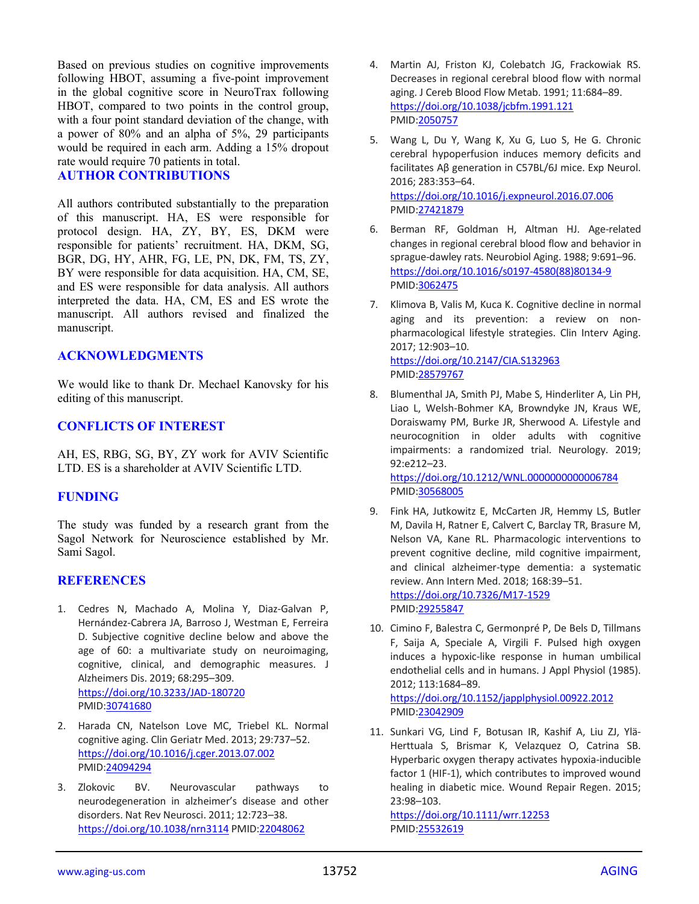Based on previous studies on cognitive improvements following HBOT, assuming a five-point improvement in the global cognitive score in NeuroTrax following HBOT, compared to two points in the control group, with a four point standard deviation of the change, with a power of 80% and an alpha of 5%, 29 participants would be required in each arm. Adding a 15% dropout rate would require 70 patients in total.

## AUTHOR CONTRIBUTIONS

All authors contributed substantially to the preparation of this manuscript. HA, ES were responsible for protocol design. HA, ZY, BY, ES, DKM were responsible for patients' recruitment. HA, DKM, SG, BGR, DG, HY, AHR, FG, LE, PN, DK, FM, TS, ZY, BY were responsible for data acquisition. HA, CM, SE, and ES were responsible for data analysis. All authors interpreted the data. HA, CM, ES and ES wrote the manuscript. All authors revised and finalized the manuscript.

## ACKNOWLEDGMENTS

We would like to thank Dr. Mechael Kanovsky for his editing of this manuscript.

## CONFLICTS OF INTEREST

AH, ES, RBG, SG, BY, ZY work for AVIV Scientific LTD. ES is a shareholder at AVIV Scientific LTD.

## FUNDING

The study was funded by a research grant from the Sagol Network for Neuroscience established by Mr. Sami Sagol.

## REFERENCES

1. Cedres N, Machado A, Molina Y, Diaz-Galvan P, Hernández-Cabrera JA, Barroso J, Westman E, Ferreira D. Subjective cognitive decline below and above the age of 60: a multivariate study on neuroimaging, cognitive, clinical, and demographic measures. J Alzheimers Dis. 2019; 68:295–309. https://doi.org/10.3233/JAD-180720 PMID:30741680

2. Harada CN, Natelson Love MC, Triebel KL. Normal cognitive aging. Clin Geriatr Med. 2013; 29:737–52. https://doi.org/10.1016/j.cger.2013.07.002 PMID:24094294

3. Zlokovic BV. Neurovascular pathways to neurodegeneration in alzheimer's disease and other disorders. Nat Rev Neurosci. 2011; 12:723–38. https://doi.org/10.1038/nrn3114 PMID:22048062

4. Martin AJ, Friston KJ, Colebatch JG, Frackowiak RS. Decreases in regional cerebral blood flow with normal aging. J Cereb Blood Flow Metab. 1991; 11:684–89. https://doi.org/10.1038/jcbfm.1991.121 PMID:2050757

5. Wang L, Du Y, Wang K, Xu G, Luo S, He G. Chronic cerebral hypoperfusion induces memory deficits and facilitates Aβ generation in C57BL/6J mice. Exp Neurol. 2016; 283:353–64. https://doi.org/10.1016/j.expneurol.2016.07.006 PMID:27421879

6. Berman RF, Goldman H, Altman HJ. Age-related changes in regional cerebral blood flow and behavior in sprague-dawley rats. Neurobiol Aging. 1988; 9:691–96. https://doi.org/10.1016/s0197-4580(88)80134-9 PMID:3062475

7. Klimova B, Valis M, Kuca K. Cognitive decline in normal aging and its prevention: a review on non-pharmacological lifestyle strategies. Clin Interv Aging. 2017; 12:903–10. https://doi.org/10.2147/CIA.S132963 PMID:28579767

8. Blumenthal JA, Smith PJ, Mabe S, Hinderliter A, Lin PH, Liao L, Welsh-Bohmer KA, Browndyke JN, Kraus WE, Doraiswamy PM, Burke JR, Sherwood A. Lifestyle and neurocognition in older adults with cognitive impairments: a randomized trial. Neurology. 2019; 92:e212–23. https://doi.org/10.1212/WNL.0000000000006784 PMID:30568005

9. Fink HA, Jutkowitz E, McCarten JR, Hemmy LS, Butler M, Davila H, Ratner E, Calvert C, Barclay TR, Brasure M, Nelson VA, Kane RL. Pharmacologic interventions to prevent cognitive decline, mild cognitive impairment, and clinical alzheimer-type dementia: a systematic review. Ann Intern Med. 2018; 168:39–51. https://doi.org/10.7326/M17-1529 PMID:29255847

10. Cimino F, Balestra C, Germonpré P, De Bels D, Tillmans F, Saija A, Speciale A, Virgili F. Pulsed high oxygen induces a hypoxic-like response in human umbilical endothelial cells and in humans. J Appl Physiol (1985). 2012; 113:1684–89. https://doi.org/10.1152/japplphysiol.00922.2012 PMID:23042909

11. Sunkari VG, Lind F, Botusan IR, Kashif A, Liu ZJ, Ylä-Herttuala S, Brismar K, Velazquez O, Catrina SB. Hyperbaric oxygen therapy activates hypoxia-inducible factor 1 (HIF-1), which contributes to improved wound healing in diabetic mice. Wound Repair Regen. 2015; 23:98–103. https://doi.org/10.1111/wrr.12253 PMID:25532619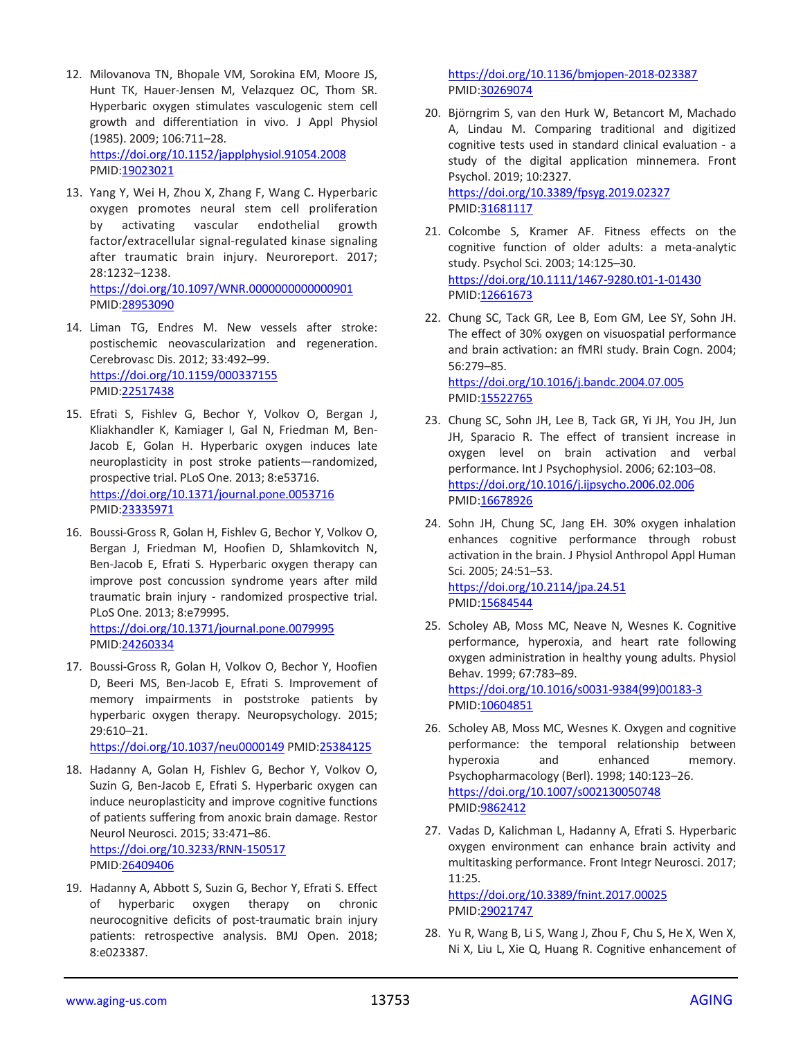12. Milovanova TN, Bhopale VM, Sorokina EM, Moore JS, Hunt TK, Hauer-Jensen M, Velazquez OC, Thom SR. Hyperbaric oxygen stimulates vasculogenic stem cell growth and differentiation in vivo. J Appl Physiol (1985). 2009; 106:711–28.
https://doi.org/10.1152/japplphysiol.91054.2008
PMID:19023021

13. Yang Y, Wei H, Zhou X, Zhang F, Wang C. Hyperbaric oxygen promotes neural stem cell proliferation by activating vascular endothelial growth factor/extracellular signal-regulated kinase signaling after traumatic brain injury. Neuroreport. 2017; 28:1232–1238.
https://doi.org/10.1097/WNR.0000000000000901
PMID:28953090

14. Liman TG, Endres M. New vessels after stroke: postischemic neovascularization and regeneration. Cerebrovasc Dis. 2012; 33:492–99.
https://doi.org/10.1159/000337155
PMID:22517438

15. Efrati S, Fishlev G, Bechor Y, Volkov O, Bergan J, Kliakhandler K, Kamiager I, Gal N, Friedman M, Ben-Jacob E, Golan H. Hyperbaric oxygen induces late neuroplasticity in post stroke patients—randomized, prospective trial. PLoS One. 2013; 8:e53716.
https://doi.org/10.1371/journal.pone.0053716
PMID:23335971

16. Boussi-Gross R, Golan H, Fishlev G, Bechor Y, Volkov O, Bergan J, Friedman M, Hoofien D, Shlamkovitch N, Ben-Jacob E, Efrati S. Hyperbaric oxygen therapy can improve post concussion syndrome years after mild traumatic brain injury - randomized prospective trial. PLoS One. 2013; 8:e79995.
https://doi.org/10.1371/journal.pone.0079995
PMID:24260334

17. Boussi-Gross R, Golan H, Volkov O, Bechor Y, Hoofien D, Beeri MS, Ben-Jacob E, Efrati S. Improvement of memory impairments in poststroke patients by hyperbaric oxygen therapy. Neuropsychology. 2015; 29:610–21.
https://doi.org/10.1037/neu0000149 PMID:25384125

18. Hadanny A, Golan H, Fishlev G, Bechor Y, Volkov O, Suzin G, Ben-Jacob E, Efrati S. Hyperbaric oxygen can induce neuroplasticity and improve cognitive functions of patients suffering from anoxic brain damage. Restor Neurol Neurosci. 2015; 33:471–86.
https://doi.org/10.3233/RNN-150517
PMID:26409406

19. Hadanny A, Abbott S, Suzin G, Bechor Y, Efrati S. Effect of hyperbaric oxygen therapy on chronic neurocognitive deficits of post-traumatic brain injury patients: retrospective analysis. BMJ Open. 2018; 8:e023387.
https://doi.org/10.1136/bmjopen-2018-023387
PMID:30269074

20. Björngrim S, van den Hurk W, Betancort M, Machado A, Lindau M. Comparing traditional and digitized cognitive tests used in standard clinical evaluation - a study of the digital application minnemera. Front Psychol. 2019; 10:2327.
https://doi.org/10.3389/fpsyg.2019.02327
PMID:31681117

21. Colcombe S, Kramer AF. Fitness effects on the cognitive function of older adults: a meta-analytic study. Psychol Sci. 2003; 14:125–30.
https://doi.org/10.1111/1467-9280.t01-1-01430
PMID:12661673

22. Chung SC, Tack GR, Lee B, Eom GM, Lee SY, Sohn JH. The effect of 30% oxygen on visuospatial performance and brain activation: an fMRI study. Brain Cogn. 2004; 56:279–85.
https://doi.org/10.1016/j.bandc.2004.07.005
PMID:15522765

23. Chung SC, Sohn JH, Lee B, Tack GR, Yi JH, You JH, Jun JH, Sparacio R. The effect of transient increase in oxygen level on brain activation and verbal performance. Int J Psychophysiol. 2006; 62:103–08.
https://doi.org/10.1016/j.ijpsycho.2006.02.006
PMID:16678926

24. Sohn JH, Chung SC, Jang EH. 30% oxygen inhalation enhances cognitive performance through robust activation in the brain. J Physiol Anthropol Appl Human Sci. 2005; 24:51–53.
https://doi.org/10.2114/jpa.24.51
PMID:15684544

25. Scholey AB, Moss MC, Neave N, Wesnes K. Cognitive performance, hyperoxia, and heart rate following oxygen administration in healthy young adults. Physiol Behav. 1999; 67:783–89.
https://doi.org/10.1016/s0031-9384(99)00183-3
PMID:10604851

26. Scholey AB, Moss MC, Wesnes K. Oxygen and cognitive performance: the temporal relationship between hyperoxia and enhanced memory. Psychopharmacology (Berl). 1998; 140:123–26.
https://doi.org/10.1007/s002130050748
PMID:9862412

27. Vadas D, Kalichman L, Hadanny A, Efrati S. Hyperbaric oxygen environment can enhance brain activity and multitasking performance. Front Integr Neurosci. 2017; 11:25.
https://doi.org/10.3389/fnint.2017.00025
PMID:29021747

28. Yu R, Wang B, Li S, Wang J, Zhou F, Chu S, He X, Wen X, Ni X, Liu L, Xie Q, Huang R. Cognitive enhancement of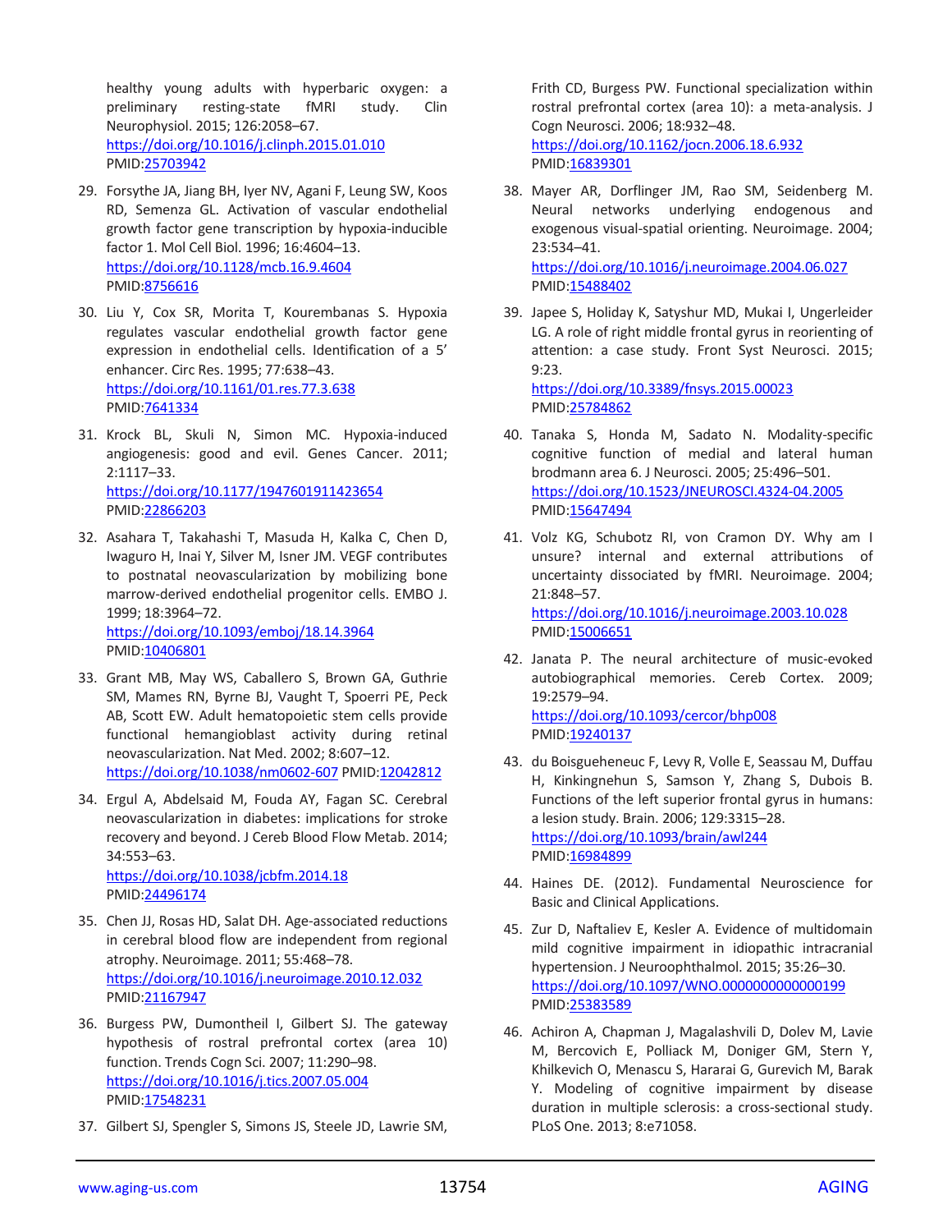healthy young adults with hyperbaric oxygen: a preliminary resting-state fMRI study. Clin Neurophysiol. 2015; 126:2058–67. https://doi.org/10.1016/j.clinph.2015.01.010 PMID:25703942

29. Forsythe JA, Jiang BH, Iyer NV, Agani F, Leung SW, Koos RD, Semenza GL. Activation of vascular endothelial growth factor gene transcription by hypoxia-inducible factor 1. Mol Cell Biol. 1996; 16:4604–13. https://doi.org/10.1128/mcb.16.9.4604 PMID:8756616

30. Liu Y, Cox SR, Morita T, Kourembanas S. Hypoxia regulates vascular endothelial growth factor gene expression in endothelial cells. Identification of a 5' enhancer. Circ Res. 1995; 77:638–43. https://doi.org/10.1161/01.res.77.3.638 PMID:7641334

31. Krock BL, Skuli N, Simon MC. Hypoxia-induced angiogenesis: good and evil. Genes Cancer. 2011; 2:1117–33. https://doi.org/10.1177/1947601911423654 PMID:22866203

32. Asahara T, Takahashi T, Masuda H, Kalka C, Chen D, Iwaguro H, Inai Y, Silver M, Isner JM. VEGF contributes to postnatal neovascularization by mobilizing bone marrow-derived endothelial progenitor cells. EMBO J. 1999; 18:3964–72. https://doi.org/10.1093/emboj/18.14.3964 PMID:10406801

33. Grant MB, May WS, Caballero S, Brown GA, Guthrie SM, Mames RN, Byrne BJ, Vaught T, Spoerri PE, Peck AB, Scott EW. Adult hematopoietic stem cells provide functional hemangioblast activity during retinal neovascularization. Nat Med. 2002; 8:607–12. https://doi.org/10.1038/nm0602-607 PMID:12042812

34. Ergul A, Abdelsaid M, Fouda AY, Fagan SC. Cerebral neovascularization in diabetes: implications for stroke recovery and beyond. J Cereb Blood Flow Metab. 2014; 34:553–63. https://doi.org/10.1038/jcbfm.2014.18 PMID:24496174

35. Chen JJ, Rosas HD, Salat DH. Age-associated reductions in cerebral blood flow are independent from regional atrophy. Neuroimage. 2011; 55:468–78. https://doi.org/10.1016/j.neuroimage.2010.12.032 PMID:21167947

36. Burgess PW, Dumontheil I, Gilbert SJ. The gateway hypothesis of rostral prefrontal cortex (area 10) function. Trends Cogn Sci. 2007; 11:290–98. https://doi.org/10.1016/j.tics.2007.05.004 PMID:17548231

37. Gilbert SJ, Spengler S, Simons JS, Steele JD, Lawrie SM, Frith CD, Burgess PW. Functional specialization within rostral prefrontal cortex (area 10): a meta-analysis. J Cogn Neurosci. 2006; 18:932–48. https://doi.org/10.1162/jocn.2006.18.6.932 PMID:16839301

38. Mayer AR, Dorflinger JM, Rao SM, Seidenberg M. Neural networks underlying endogenous and exogenous visual-spatial orienting. Neuroimage. 2004; 23:534–41. https://doi.org/10.1016/j.neuroimage.2004.06.027 PMID:15488402

39. Japee S, Holiday K, Satyshur MD, Mukai I, Ungerleider LG. A role of right middle frontal gyrus in reorienting of attention: a case study. Front Syst Neurosci. 2015; 9:23. https://doi.org/10.3389/fnsys.2015.00023 PMID:25784862

40. Tanaka S, Honda M, Sadato N. Modality-specific cognitive function of medial and lateral human brodmann area 6. J Neurosci. 2005; 25:496–501. https://doi.org/10.1523/JNEUROSCI.4324-04.2005 PMID:15647494

41. Volz KG, Schubotz RI, von Cramon DY. Why am I unsure? internal and external attributions of uncertainty dissociated by fMRI. Neuroimage. 2004; 21:848–57. https://doi.org/10.1016/j.neuroimage.2003.10.028 PMID:15006651

42. Janata P. The neural architecture of music-evoked autobiographical memories. Cereb Cortex. 2009; 19:2579–94. https://doi.org/10.1093/cercor/bhp008 PMID:19240137

43. du Boisgueheneuc F, Levy R, Volle E, Seassau M, Duffau H, Kinkingnehun S, Samson Y, Zhang S, Dubois B. Functions of the left superior frontal gyrus in humans: a lesion study. Brain. 2006; 129:3315–28. https://doi.org/10.1093/brain/awl244 PMID:16984899

44. Haines DE. (2012). Fundamental Neuroscience for Basic and Clinical Applications.

45. Zur D, Naftaliev E, Kesler A. Evidence of multidomain mild cognitive impairment in idiopathic intracranial hypertension. J Neuroophthalmol. 2015; 35:26–30. https://doi.org/10.1097/WNO.0000000000000199 PMID:25383589

46. Achiron A, Chapman J, Magalashvili D, Dolev M, Lavie M, Bercovich E, Polliack M, Doniger GM, Stern Y, Khilkevich O, Menascu S, Hararai G, Gurevich M, Barak Y. Modeling of cognitive impairment by disease duration in multiple sclerosis: a cross-sectional study. PLoS One. 2013; 8:e71058.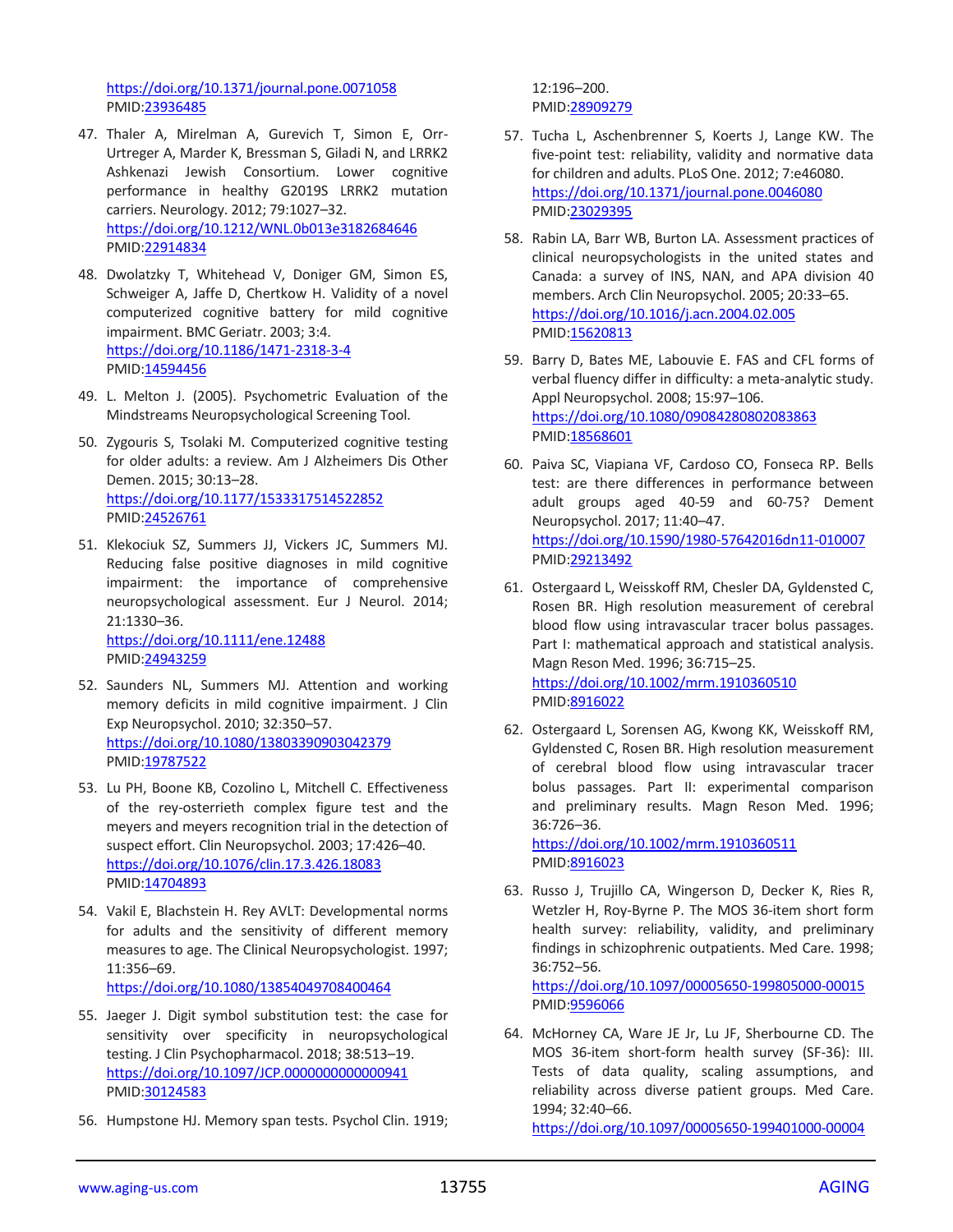https://doi.org/10.1371/journal.pone.0071058
PMID:23936485

47. Thaler A, Mirelman A, Gurevich T, Simon E, Orr-Urtreger A, Marder K, Bressman S, Giladi N, and LRRK2 Ashkenazi Jewish Consortium. Lower cognitive performance in healthy G2019S LRRK2 mutation carriers. Neurology. 2012; 79:1027–32. https://doi.org/10.1212/WNL.0b013e3182684646 PMID:22914834

48. Dwolatzky T, Whitehead V, Doniger GM, Simon ES, Schweiger A, Jaffe D, Chertkow H. Validity of a novel computerized cognitive battery for mild cognitive impairment. BMC Geriatr. 2003; 3:4. https://doi.org/10.1186/1471-2318-3-4 PMID:14594456

49. L. Melton J. (2005). Psychometric Evaluation of the Mindstreams Neuropsychological Screening Tool.

50. Zygouris S, Tsolaki M. Computerized cognitive testing for older adults: a review. Am J Alzheimers Dis Other Demen. 2015; 30:13–28. https://doi.org/10.1177/1533317514522852 PMID:24526761

51. Klekociuk SZ, Summers JJ, Vickers JC, Summers MJ. Reducing false positive diagnoses in mild cognitive impairment: the importance of comprehensive neuropsychological assessment. Eur J Neurol. 2014; 21:1330–36. https://doi.org/10.1111/ene.12488 PMID:24943259

52. Saunders NL, Summers MJ. Attention and working memory deficits in mild cognitive impairment. J Clin Exp Neuropsychol. 2010; 32:350–57. https://doi.org/10.1080/13803390903042379 PMID:19787522

53. Lu PH, Boone KB, Cozolino L, Mitchell C. Effectiveness of the rey-osterrieth complex figure test and the meyers and meyers recognition trial in the detection of suspect effort. Clin Neuropsychol. 2003; 17:426–40. https://doi.org/10.1076/clin.17.3.426.18083 PMID:14704893

54. Vakil E, Blachstein H. Rey AVLT: Developmental norms for adults and the sensitivity of different memory measures to age. The Clinical Neuropsychologist. 1997; 11:356–69. https://doi.org/10.1080/13854049708400464

55. Jaeger J. Digit symbol substitution test: the case for sensitivity over specificity in neuropsychological testing. J Clin Psychopharmacol. 2018; 38:513–19. https://doi.org/10.1097/JCP.0000000000000941 PMID:30124583

56. Humpstone HJ. Memory span tests. Psychol Clin. 1919; 12:196–200. PMID:28909279

57. Tucha L, Aschenbrenner S, Koerts J, Lange KW. The five-point test: reliability, validity and normative data for children and adults. PLoS One. 2012; 7:e46080. https://doi.org/10.1371/journal.pone.0046080 PMID:23029395

58. Rabin LA, Barr WB, Burton LA. Assessment practices of clinical neuropsychologists in the united states and Canada: a survey of INS, NAN, and APA division 40 members. Arch Clin Neuropsychol. 2005; 20:33–65. https://doi.org/10.1016/j.acn.2004.02.005 PMID:15620813

59. Barry D, Bates ME, Labouvie E. FAS and CFL forms of verbal fluency differ in difficulty: a meta-analytic study. Appl Neuropsychol. 2008; 15:97–106. https://doi.org/10.1080/09084280802083863 PMID:18568601

60. Paiva SC, Viapiana VF, Cardoso CO, Fonseca RP. Bells test: are there differences in performance between adult groups aged 40-59 and 60-75? Dement Neuropsychol. 2017; 11:40–47. https://doi.org/10.1590/1980-57642016dn11-010007 PMID:29213492

61. Ostergaard L, Weisskoff RM, Chesler DA, Gyldensted C, Rosen BR. High resolution measurement of cerebral blood flow using intravascular tracer bolus passages. Part I: mathematical approach and statistical analysis. Magn Reson Med. 1996; 36:715–25. https://doi.org/10.1002/mrm.1910360510 PMID:8916022

62. Ostergaard L, Sorensen AG, Kwong KK, Weisskoff RM, Gyldensted C, Rosen BR. High resolution measurement of cerebral blood flow using intravascular tracer bolus passages. Part II: experimental comparison and preliminary results. Magn Reson Med. 1996; 36:726–36. https://doi.org/10.1002/mrm.1910360511 PMID:8916023

63. Russo J, Trujillo CA, Wingerson D, Decker K, Ries R, Wetzler H, Roy-Byrne P. The MOS 36-item short form health survey: reliability, validity, and preliminary findings in schizophrenic outpatients. Med Care. 1998; 36:752–56. https://doi.org/10.1097/00005650-199805000-00015 PMID:9596066

64. McHorney CA, Ware JE Jr, Lu JF, Sherbourne CD. The MOS 36-item short-form health survey (SF-36): III. Tests of data quality, scaling assumptions, and reliability across diverse patient groups. Med Care. 1994; 32:40–66. https://doi.org/10.1097/00005650-199401000-00004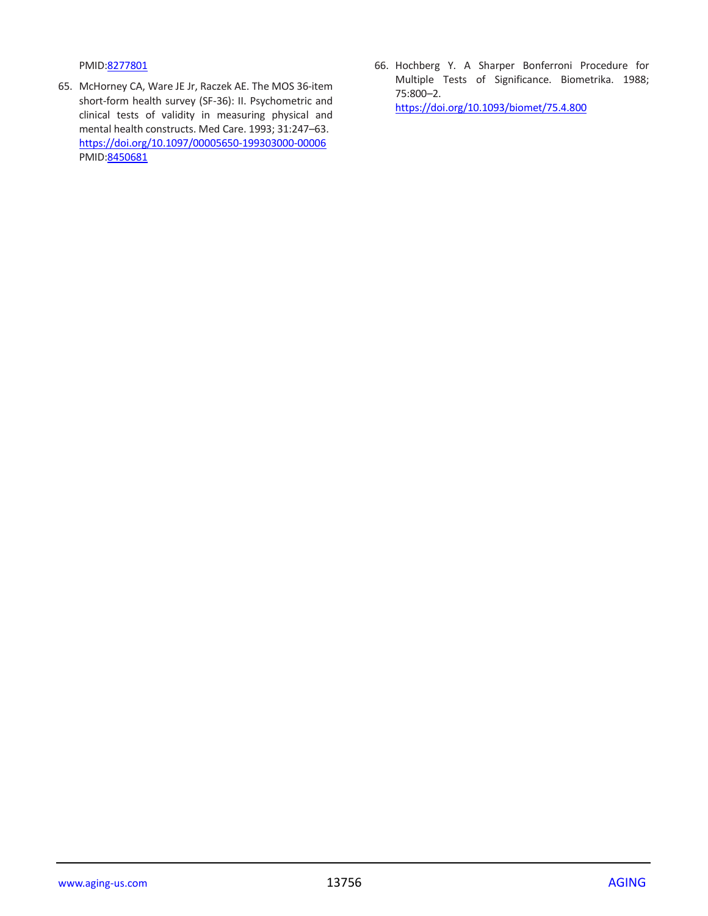PMID:8277801

65. McHorney CA, Ware JE Jr, Raczek AE. The MOS 36-item short-form health survey (SF-36): II. Psychometric and clinical tests of validity in measuring physical and mental health constructs. Med Care. 1993; 31:247–63. https://doi.org/10.1097/00005650-199303000-00006 PMID:8450681

66. Hochberg Y. A Sharper Bonferroni Procedure for Multiple Tests of Significance. Biometrika. 1988; 75:800–2. https://doi.org/10.1093/biomet/75.4.800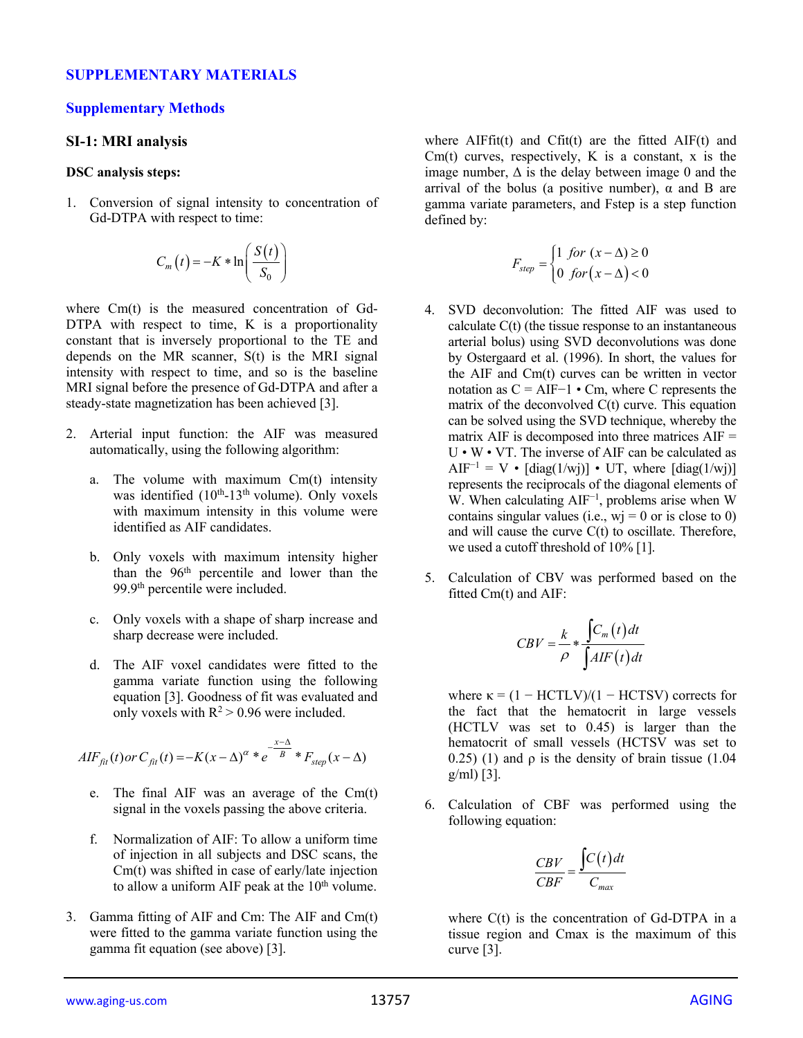## SUPPLEMENTARY MATERIALS

## Supplementary Methods

### SI-1: MRI analysis

**DSC analysis steps:**

1. Conversion of signal intensity to concentration of Gd-DTPA with respect to time:

$$C_m(t) = -K * \ln\left(\frac{S(t)}{S_0}\right)$$

where Cm(t) is the measured concentration of Gd-DTPA with respect to time, K is a proportionality constant that is inversely proportional to the TE and depends on the MR scanner, S(t) is the MRI signal intensity with respect to time, and so is the baseline MRI signal before the presence of Gd-DTPA and after a steady-state magnetization has been achieved [3].

2. Arterial input function: the AIF was measured automatically, using the following algorithm:

   a. The volume with maximum Cm(t) intensity was identified ($10^{th}$-$13^{th}$ volume). Only voxels with maximum intensity in this volume were identified as AIF candidates.

   b. Only voxels with maximum intensity higher than the $96^{th}$ percentile and lower than the $99.9^{th}$ percentile were included.

   c. Only voxels with a shape of sharp increase and sharp decrease were included.

   d. The AIF voxel candidates were fitted to the gamma variate function using the following equation [3]. Goodness of fit was evaluated and only voxels with $R^2 > 0.96$ were included.

$$AIF_{fit}(t)\, or\, C_{fit}(t) = -K(x-\Delta)^{\alpha} * e^{-\frac{x-\Delta}{B}} * F_{step}(x-\Delta)$$

   e. The final AIF was an average of the Cm(t) signal in the voxels passing the above criteria.

   f. Normalization of AIF: To allow a uniform time of injection in all subjects and DSC scans, the Cm(t) was shifted in case of early/late injection to allow a uniform AIF peak at the $10^{th}$ volume.

3. Gamma fitting of AIF and Cm: The AIF and Cm(t) were fitted to the gamma variate function using the gamma fit equation (see above) [3].

where AIFfit(t) and Cfit(t) are the fitted AIF(t) and Cm(t) curves, respectively, K is a constant, x is the image number, Δ is the delay between image 0 and the arrival of the bolus (a positive number), α and B are gamma variate parameters, and Fstep is a step function defined by:

$$F_{step} = \begin{cases} 1 \;\; for \; (x-\Delta) \geq 0 \\ 0 \;\; for \; (x-\Delta) < 0 \end{cases}$$

4. SVD deconvolution: The fitted AIF was used to calculate C(t) (the tissue response to an instantaneous arterial bolus) using SVD deconvolutions was done by Ostergaard et al. (1996). In short, the values for the AIF and Cm(t) curves can be written in vector notation as C = AIF−1 • Cm, where C represents the matrix of the deconvolved C(t) curve. This equation can be solved using the SVD technique, whereby the matrix AIF is decomposed into three matrices AIF = U • W • VT. The inverse of AIF can be calculated as $AIF^{-1}$ = V • [diag(1/wj)] • UT, where [diag(1/wj)] represents the reciprocals of the diagonal elements of W. When calculating $AIF^{-1}$, problems arise when W contains singular values (i.e., wj = 0 or is close to 0) and will cause the curve C(t) to oscillate. Therefore, we used a cutoff threshold of 10% [1].

5. Calculation of CBV was performed based on the fitted Cm(t) and AIF:

$$CBV = \frac{k}{\rho} * \frac{\int C_m(t)\,dt}{\int AIF(t)\,dt}$$

where κ = (1 − HCTLV)/(1 − HCTSV) corrects for the fact that the hematocrit in large vessels (HCTLV was set to 0.45) is larger than the hematocrit of small vessels (HCTSV was set to 0.25) (1) and ρ is the density of brain tissue (1.04 g/ml) [3].

6. Calculation of CBF was performed using the following equation:

$$\frac{CBV}{CBF} = \frac{\int C(t)\,dt}{C_{max}}$$

where C(t) is the concentration of Gd-DTPA in a tissue region and Cmax is the maximum of this curve [3].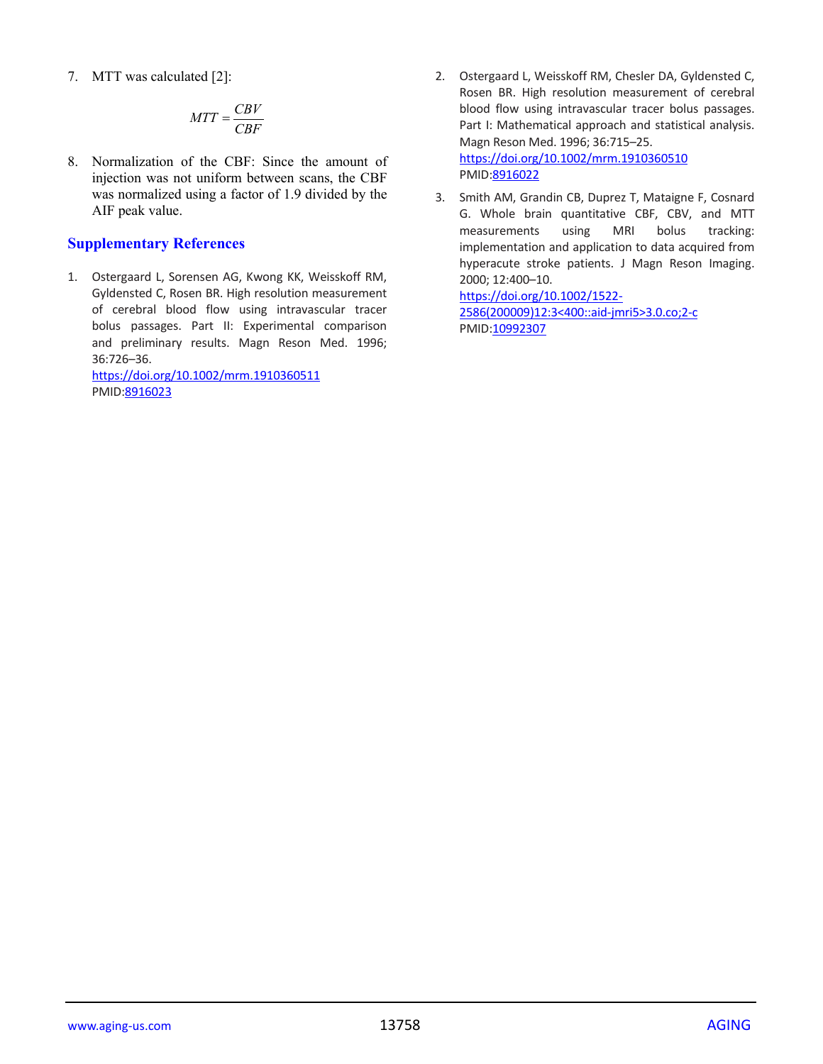7. MTT was calculated [2]:

$$MTT = \frac{CBV}{CBF}$$

8. Normalization of the CBF: Since the amount of injection was not uniform between scans, the CBF was normalized using a factor of 1.9 divided by the AIF peak value.

## Supplementary References

1. Ostergaard L, Sorensen AG, Kwong KK, Weisskoff RM, Gyldensted C, Rosen BR. High resolution measurement of cerebral blood flow using intravascular tracer bolus passages. Part II: Experimental comparison and preliminary results. Magn Reson Med. 1996; 36:726–36.
https://doi.org/10.1002/mrm.1910360511
PMID:8916023

2. Ostergaard L, Weisskoff RM, Chesler DA, Gyldensted C, Rosen BR. High resolution measurement of cerebral blood flow using intravascular tracer bolus passages. Part I: Mathematical approach and statistical analysis. Magn Reson Med. 1996; 36:715–25.
https://doi.org/10.1002/mrm.1910360510
PMID:8916022

3. Smith AM, Grandin CB, Duprez T, Mataigne F, Cosnard G. Whole brain quantitative CBF, CBV, and MTT measurements using MRI bolus tracking: implementation and application to data acquired from hyperacute stroke patients. J Magn Reson Imaging. 2000; 12:400–10.
https://doi.org/10.1002/1522-2586(200009)12:3<400::aid-jmri5>3.0.co;2-c
PMID:10992307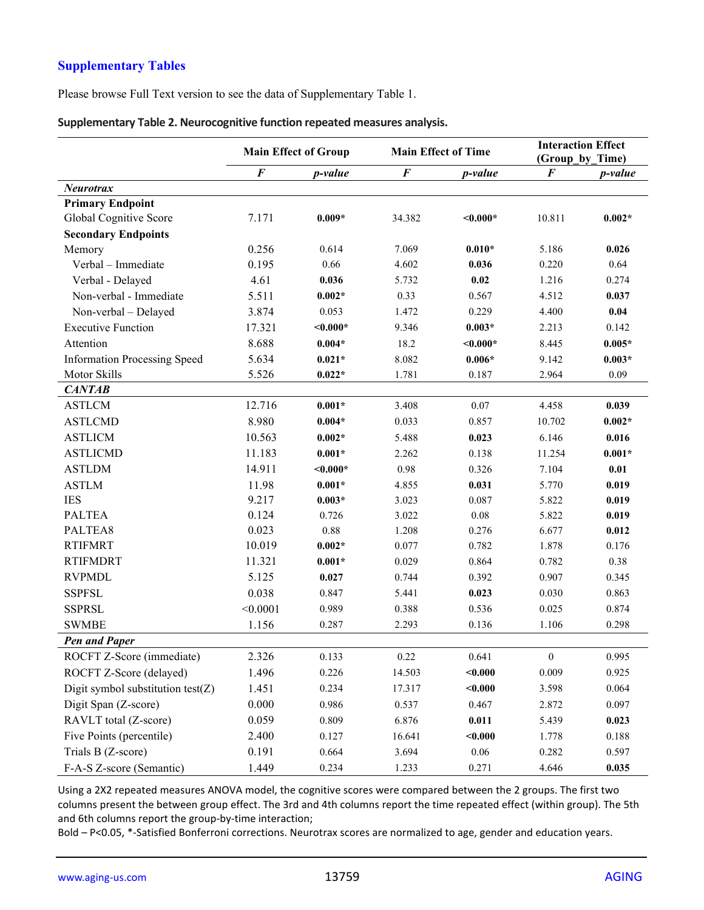## Supplementary Tables

Please browse Full Text version to see the data of Supplementary Table 1.

**Supplementary Table 2. Neurocognitive function repeated measures analysis.**

| | Main Effect of Group | | Main Effect of Time | | Interaction Effect (Group_by_Time) | |
|---|---|---|---|---|---|---|
| | ***F*** | ***p-value*** | ***F*** | ***p-value*** | ***F*** | ***p-value*** |
| ***Neurotrax*** | | | | | | |
| **Primary Endpoint** | | | | | | |
| Global Cognitive Score | 7.171 | **0.009*** | 34.382 | **<0.000*** | 10.811 | **0.002*** |
| **Secondary Endpoints** | | | | | | |
| Memory | 0.256 | 0.614 | 7.069 | **0.010*** | 5.186 | **0.026** |
| Verbal – Immediate | 0.195 | 0.66 | 4.602 | **0.036** | 0.220 | 0.64 |
| Verbal - Delayed | 4.61 | **0.036** | 5.732 | **0.02** | 1.216 | 0.274 |
| Non-verbal - Immediate | 5.511 | **0.002*** | 0.33 | 0.567 | 4.512 | **0.037** |
| Non-verbal – Delayed | 3.874 | 0.053 | 1.472 | 0.229 | 4.400 | **0.04** |
| Executive Function | 17.321 | **<0.000*** | 9.346 | **0.003*** | 2.213 | 0.142 |
| Attention | 8.688 | **0.004*** | 18.2 | **<0.000*** | 8.445 | **0.005*** |
| Information Processing Speed | 5.634 | **0.021*** | 8.082 | **0.006*** | 9.142 | **0.003*** |
| Motor Skills | 5.526 | **0.022*** | 1.781 | 0.187 | 2.964 | 0.09 |
| ***CANTAB*** | | | | | | |
| ASTLCM | 12.716 | **0.001*** | 3.408 | 0.07 | 4.458 | **0.039** |
| ASTLCMD | 8.980 | **0.004*** | 0.033 | 0.857 | 10.702 | **0.002*** |
| ASTLICM | 10.563 | **0.002*** | 5.488 | **0.023** | 6.146 | **0.016** |
| ASTLICMD | 11.183 | **0.001*** | 2.262 | 0.138 | 11.254 | **0.001*** |
| ASTLDM | 14.911 | **<0.000*** | 0.98 | 0.326 | 7.104 | **0.01** |
| ASTLM | 11.98 | **0.001*** | 4.855 | **0.031** | 5.770 | **0.019** |
| IES | 9.217 | **0.003*** | 3.023 | 0.087 | 5.822 | **0.019** |
| PALTEA | 0.124 | 0.726 | 3.022 | 0.08 | 5.822 | **0.019** |
| PALTEA8 | 0.023 | 0.88 | 1.208 | 0.276 | 6.677 | **0.012** |
| RTIFMRT | 10.019 | **0.002*** | 0.077 | 0.782 | 1.878 | 0.176 |
| RTIFMDRT | 11.321 | **0.001*** | 0.029 | 0.864 | 0.782 | 0.38 |
| RVPMDL | 5.125 | **0.027** | 0.744 | 0.392 | 0.907 | 0.345 |
| SSPFSL | 0.038 | 0.847 | 5.441 | **0.023** | 0.030 | 0.863 |
| SSPRSL | <0.0001 | 0.989 | 0.388 | 0.536 | 0.025 | 0.874 |
| SWMBE | 1.156 | 0.287 | 2.293 | 0.136 | 1.106 | 0.298 |
| ***Pen and Paper*** | | | | | | |
| ROCFT Z-Score (immediate) | 2.326 | 0.133 | 0.22 | 0.641 | 0 | 0.995 |
| ROCFT Z-Score (delayed) | 1.496 | 0.226 | 14.503 | **<0.000** | 0.009 | 0.925 |
| Digit symbol substitution test(Z) | 1.451 | 0.234 | 17.317 | **<0.000** | 3.598 | 0.064 |
| Digit Span (Z-score) | 0.000 | 0.986 | 0.537 | 0.467 | 2.872 | 0.097 |
| RAVLT total (Z-score) | 0.059 | 0.809 | 6.876 | **0.011** | 5.439 | **0.023** |
| Five Points (percentile) | 2.400 | 0.127 | 16.641 | **<0.000** | 1.778 | 0.188 |
| Trials B (Z-score) | 0.191 | 0.664 | 3.694 | 0.06 | 0.282 | 0.597 |
| F-A-S Z-score (Semantic) | 1.449 | 0.234 | 1.233 | 0.271 | 4.646 | **0.035** |

Using a 2X2 repeated measures ANOVA model, the cognitive scores were compared between the 2 groups. The first two columns present the between group effect. The 3rd and 4th columns report the time repeated effect (within group). The 5th and 6th columns report the group-by-time interaction;
Bold – P<0.05, *-Satisfied Bonferroni corrections. Neurotrax scores are normalized to age, gender and education years.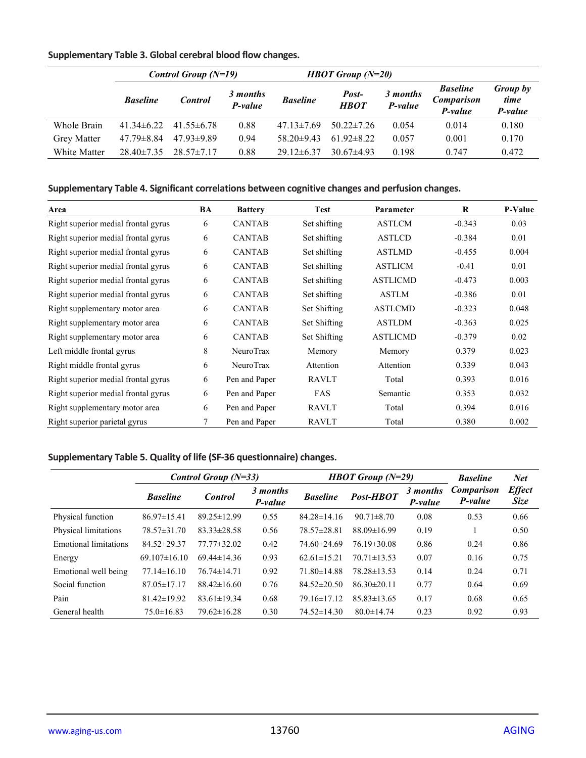**Supplementary Table 3. Global cerebral blood flow changes.**

| | *Control Group (N=19)* | | | *HBOT Group (N=20)* | | | | |
|---|---|---|---|---|---|---|---|---|
| | ***Baseline*** | ***Control*** | ***3 months P-value*** | ***Baseline*** | ***Post-HBOT*** | ***3 months P-value*** | ***Baseline Comparison P-value*** | ***Group by time P-value*** |
| Whole Brain | 41.34±6.22 | 41.55±6.78 | 0.88 | 47.13±7.69 | 50.22±7.26 | 0.054 | 0.014 | 0.180 |
| Grey Matter | 47.79±8.84 | 47.93±9.89 | 0.94 | 58.20±9.43 | 61.92±8.22 | 0.057 | 0.001 | 0.170 |
| White Matter | 28.40±7.35 | 28.57±7.17 | 0.88 | 29.12±6.37 | 30.67±4.93 | 0.198 | 0.747 | 0.472 |

**Supplementary Table 4. Significant correlations between cognitive changes and perfusion changes.**

| Area | BA | Battery | Test | Parameter | R | P-Value |
|---|---|---|---|---|---|---|
| Right superior medial frontal gyrus | 6 | CANTAB | Set shifting | ASTLCM | -0.343 | 0.03 |
| Right superior medial frontal gyrus | 6 | CANTAB | Set shifting | ASTLCD | -0.384 | 0.01 |
| Right superior medial frontal gyrus | 6 | CANTAB | Set shifting | ASTLMD | -0.455 | 0.004 |
| Right superior medial frontal gyrus | 6 | CANTAB | Set shifting | ASTLICM | -0.41 | 0.01 |
| Right superior medial frontal gyrus | 6 | CANTAB | Set shifting | ASTLICMD | -0.473 | 0.003 |
| Right superior medial frontal gyrus | 6 | CANTAB | Set shifting | ASTLM | -0.386 | 0.01 |
| Right supplementary motor area | 6 | CANTAB | Set Shifting | ASTLCMD | -0.323 | 0.048 |
| Right supplementary motor area | 6 | CANTAB | Set Shifting | ASTLDM | -0.363 | 0.025 |
| Right supplementary motor area | 6 | CANTAB | Set Shifting | ASTLICMD | -0.379 | 0.02 |
| Left middle frontal gyrus | 8 | NeuroTrax | Memory | Memory | 0.379 | 0.023 |
| Right middle frontal gyrus | 6 | NeuroTrax | Attention | Attention | 0.339 | 0.043 |
| Right superior medial frontal gyrus | 6 | Pen and Paper | RAVLT | Total | 0.393 | 0.016 |
| Right superior medial frontal gyrus | 6 | Pen and Paper | FAS | Semantic | 0.353 | 0.032 |
| Right supplementary motor area | 6 | Pen and Paper | RAVLT | Total | 0.394 | 0.016 |
| Right superior parietal gyrus | 7 | Pen and Paper | RAVLT | Total | 0.380 | 0.002 |

**Supplementary Table 5. Quality of life (SF-36 questionnaire) changes.**

| | *Control Group (N=33)* | | | *HBOT Group (N=29)* | | | ***Baseline Comparison P-value*** | ***Net Effect Size*** |
|---|---|---|---|---|---|---|---|---|
| | ***Baseline*** | ***Control*** | ***3 months P-value*** | ***Baseline*** | ***Post-HBOT*** | ***3 months P-value*** | | |
| Physical function | 86.97±15.41 | 89.25±12.99 | 0.55 | 84.28±14.16 | 90.71±8.70 | 0.08 | 0.53 | 0.66 |
| Physical limitations | 78.57±31.70 | 83.33±28.58 | 0.56 | 78.57±28.81 | 88.09±16.99 | 0.19 | 1 | 0.50 |
| Emotional limitations | 84.52±29.37 | 77.77±32.02 | 0.42 | 74.60±24.69 | 76.19±30.08 | 0.86 | 0.24 | 0.86 |
| Energy | 69.107±16.10 | 69.44±14.36 | 0.93 | 62.61±15.21 | 70.71±13.53 | 0.07 | 0.16 | 0.75 |
| Emotional well being | 77.14±16.10 | 76.74±14.71 | 0.92 | 71.80±14.88 | 78.28±13.53 | 0.14 | 0.24 | 0.71 |
| Social function | 87.05±17.17 | 88.42±16.60 | 0.76 | 84.52±20.50 | 86.30±20.11 | 0.77 | 0.64 | 0.69 |
| Pain | 81.42±19.92 | 83.61±19.34 | 0.68 | 79.16±17.12 | 85.83±13.65 | 0.17 | 0.68 | 0.65 |
| General health | 75.0±16.83 | 79.62±16.28 | 0.30 | 74.52±14.30 | 80.0±14.74 | 0.23 | 0.92 | 0.93 |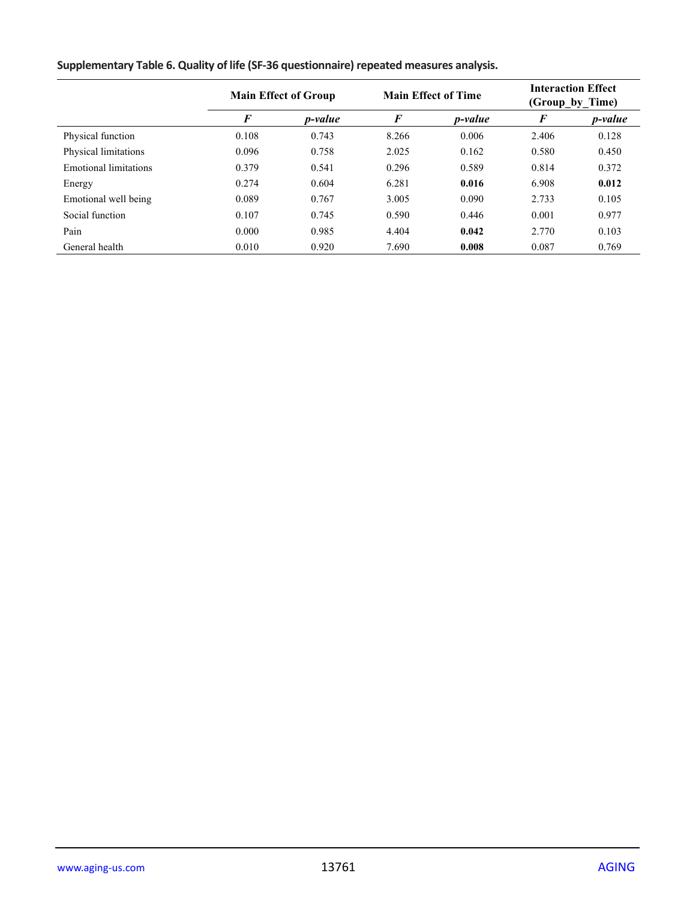**Supplementary Table 6. Quality of life (SF-36 questionnaire) repeated measures analysis.**

| | Main Effect of Group | | Main Effect of Time | | Interaction Effect (Group_by_Time) | |
|---|---|---|---|---|---|---|
| | ***F*** | ***p-value*** | ***F*** | ***p-value*** | ***F*** | ***p-value*** |
| Physical function | 0.108 | 0.743 | 8.266 | 0.006 | 2.406 | 0.128 |
| Physical limitations | 0.096 | 0.758 | 2.025 | 0.162 | 0.580 | 0.450 |
| Emotional limitations | 0.379 | 0.541 | 0.296 | 0.589 | 0.814 | 0.372 |
| Energy | 0.274 | 0.604 | 6.281 | **0.016** | 6.908 | **0.012** |
| Emotional well being | 0.089 | 0.767 | 3.005 | 0.090 | 2.733 | 0.105 |
| Social function | 0.107 | 0.745 | 0.590 | 0.446 | 0.001 | 0.977 |
| Pain | 0.000 | 0.985 | 4.404 | **0.042** | 2.770 | 0.103 |
| General health | 0.010 | 0.920 | 7.690 | **0.008** | 0.087 | 0.769 |